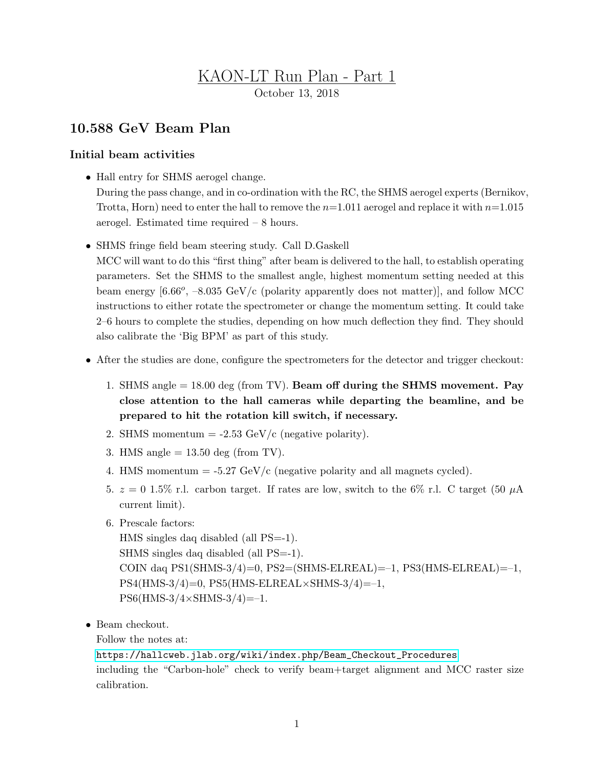# KAON-LT Run Plan - Part 1

October 13, 2018

## 10.588 GeV Beam Plan

### Initial beam activities

- Hall entry for SHMS aerogel change.
  During the pass change, and in co-ordination with the RC, the SHMS aerogel experts (Bernikov, Trotta, Horn) need to enter the hall to remove the $n$=1.011 aerogel and replace it with $n$=1.015 aerogel. Estimated time required – 8 hours.

- SHMS fringe field beam steering study. Call D.Gaskell
  MCC will want to do this "first thing" after beam is delivered to the hall, to establish operating parameters. Set the SHMS to the smallest angle, highest momentum setting needed at this beam energy [$6.66^o$, –8.035 GeV/c (polarity apparently does not matter)], and follow MCC instructions to either rotate the spectrometer or change the momentum setting. It could take 2–6 hours to complete the studies, depending on how much deflection they find. They should also calibrate the 'Big BPM' as part of this study.

- After the studies are done, configure the spectrometers for the detector and trigger checkout:

  1. SHMS angle = 18.00 deg (from TV). **Beam off during the SHMS movement. Pay close attention to the hall cameras while departing the beamline, and be prepared to hit the rotation kill switch, if necessary.**
  2. SHMS momentum = -2.53 GeV/c (negative polarity).
  3. HMS angle = 13.50 deg (from TV).
  4. HMS momentum = -5.27 GeV/c (negative polarity and all magnets cycled).
  5. $z = 0$ 1.5% r.l. carbon target. If rates are low, switch to the 6% r.l. C target (50 $\mu$A current limit).
  6. Prescale factors:
     HMS singles daq disabled (all PS=-1).
     SHMS singles daq disabled (all PS=-1).
     COIN daq PS1(SHMS-3/4)=0, PS2=(SHMS-ELREAL)=–1, PS3(HMS-ELREAL)=–1, PS4(HMS-3/4)=0, PS5(HMS-ELREAL×SHMS-3/4)=–1, PS6(HMS-3/4×SHMS-3/4)=–1.

- Beam checkout.
  Follow the notes at:
  https://hallcweb.jlab.org/wiki/index.php/Beam_Checkout_Procedures
  including the "Carbon-hole" check to verify beam+target alignment and MCC raster size calibration.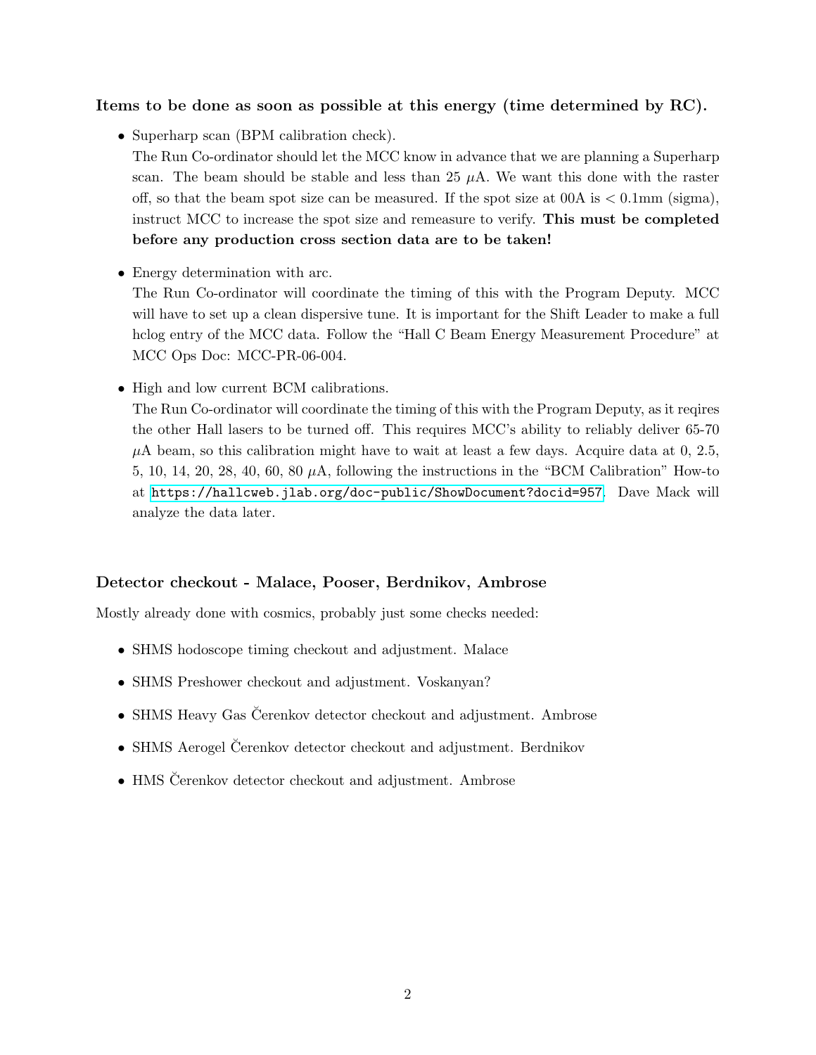### Items to be done as soon as possible at this energy (time determined by RC).

- Superharp scan (BPM calibration check).
  The Run Co-ordinator should let the MCC know in advance that we are planning a Superharp scan. The beam should be stable and less than 25 $\mu$A. We want this done with the raster off, so that the beam spot size can be measured. If the spot size at 00A is $<$ 0.1mm (sigma), instruct MCC to increase the spot size and remeasure to verify. **This must be completed before any production cross section data are to be taken!**

- Energy determination with arc.
  The Run Co-ordinator will coordinate the timing of this with the Program Deputy. MCC will have to set up a clean dispersive tune. It is important for the Shift Leader to make a full hclog entry of the MCC data. Follow the "Hall C Beam Energy Measurement Procedure" at MCC Ops Doc: MCC-PR-06-004.

- High and low current BCM calibrations.
  The Run Co-ordinator will coordinate the timing of this with the Program Deputy, as it reqires the other Hall lasers to be turned off. This requires MCC's ability to reliably deliver 65-70 $\mu$A beam, so this calibration might have to wait at least a few days. Acquire data at 0, 2.5, 5, 10, 14, 20, 28, 40, 60, 80 $\mu$A, following the instructions in the "BCM Calibration" How-to at https://hallcweb.jlab.org/doc-public/ShowDocument?docid=957. Dave Mack will analyze the data later.

### Detector checkout - Malace, Pooser, Berdnikov, Ambrose

Mostly already done with cosmics, probably just some checks needed:

- SHMS hodoscope timing checkout and adjustment. Malace
- SHMS Preshower checkout and adjustment. Voskanyan?
- SHMS Heavy Gas Čerenkov detector checkout and adjustment. Ambrose
- SHMS Aerogel Čerenkov detector checkout and adjustment. Berdnikov
- HMS Čerenkov detector checkout and adjustment. Ambrose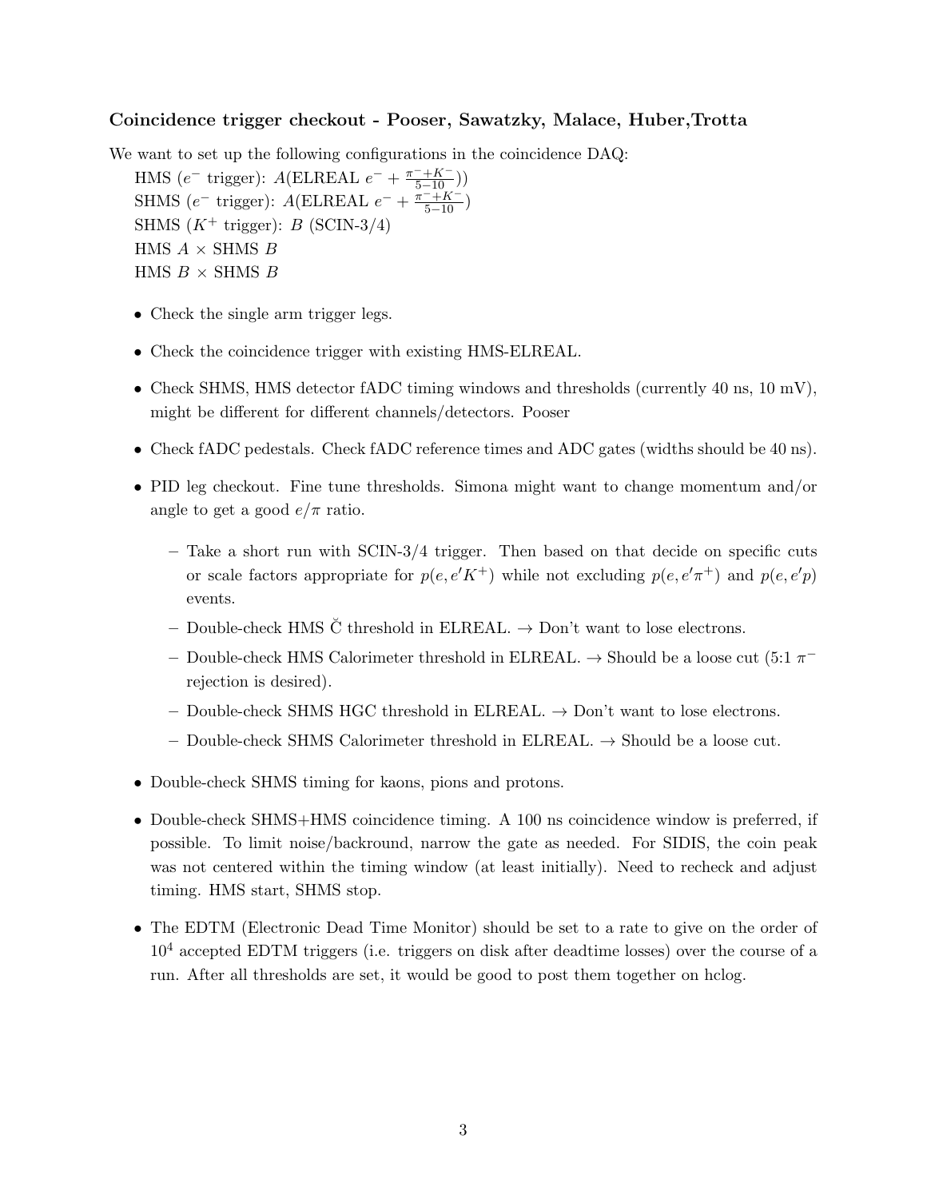**Coincidence trigger checkout - Pooser, Sawatzky, Malace, Huber,Trotta**

We want to set up the following configurations in the coincidence DAQ:

HMS ($e^-$ trigger): $A$(ELREAL $e^- + \frac{\pi^- + K^-}{5-10}$))
SHMS ($e^-$ trigger): $A$(ELREAL $e^- + \frac{\pi^- + K^-}{5-10}$)
SHMS ($K^+$ trigger): $B$ (SCIN-3/4)
HMS $A$ × SHMS $B$
HMS $B$ × SHMS $B$

- Check the single arm trigger legs.
- Check the coincidence trigger with existing HMS-ELREAL.
- Check SHMS, HMS detector fADC timing windows and thresholds (currently 40 ns, 10 mV), might be different for different channels/detectors. Pooser
- Check fADC pedestals. Check fADC reference times and ADC gates (widths should be 40 ns).
- PID leg checkout. Fine tune thresholds. Simona might want to change momentum and/or angle to get a good $e/\pi$ ratio.
  - Take a short run with SCIN-3/4 trigger. Then based on that decide on specific cuts or scale factors appropriate for $p(e, e'K^+)$ while not excluding $p(e, e'\pi^+)$ and $p(e, e'p)$ events.
  - Double-check HMS Č threshold in ELREAL. → Don't want to lose electrons.
  - Double-check HMS Calorimeter threshold in ELREAL. → Should be a loose cut (5:1 $\pi^-$ rejection is desired).
  - Double-check SHMS HGC threshold in ELREAL. → Don't want to lose electrons.
  - Double-check SHMS Calorimeter threshold in ELREAL. → Should be a loose cut.
- Double-check SHMS timing for kaons, pions and protons.
- Double-check SHMS+HMS coincidence timing. A 100 ns coincidence window is preferred, if possible. To limit noise/backround, narrow the gate as needed. For SIDIS, the coin peak was not centered within the timing window (at least initially). Need to recheck and adjust timing. HMS start, SHMS stop.
- The EDTM (Electronic Dead Time Monitor) should be set to a rate to give on the order of $10^4$ accepted EDTM triggers (i.e. triggers on disk after deadtime losses) over the course of a run. After all thresholds are set, it would be good to post them together on hclog.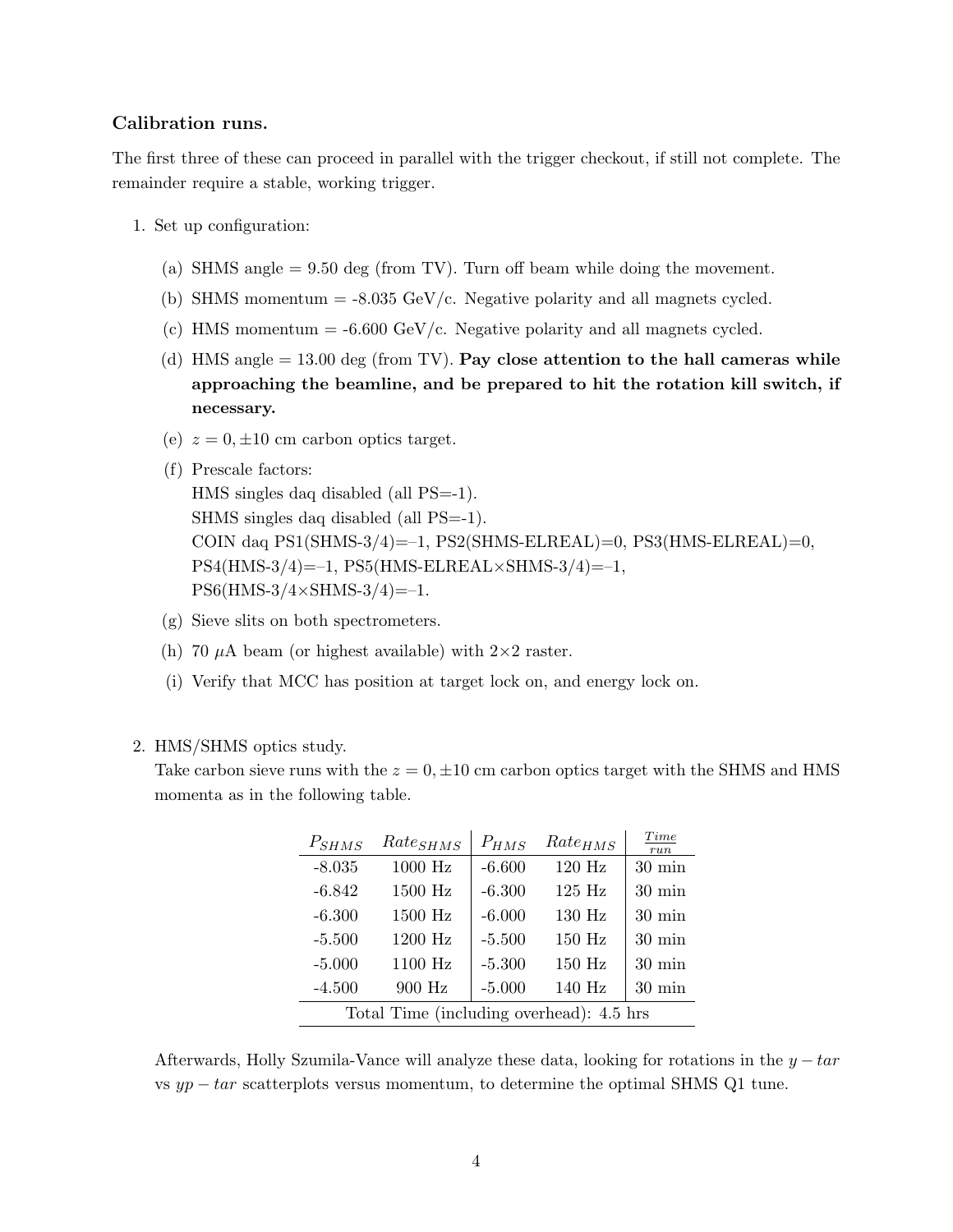### Calibration runs.

The first three of these can proceed in parallel with the trigger checkout, if still not complete. The remainder require a stable, working trigger.

1. Set up configuration:
   - (a) SHMS angle = 9.50 deg (from TV). Turn off beam while doing the movement.
   - (b) SHMS momentum = -8.035 GeV/c. Negative polarity and all magnets cycled.
   - (c) HMS momentum = -6.600 GeV/c. Negative polarity and all magnets cycled.
   - (d) HMS angle = 13.00 deg (from TV). **Pay close attention to the hall cameras while approaching the beamline, and be prepared to hit the rotation kill switch, if necessary.**
   - (e) $z = 0, \pm 10$ cm carbon optics target.
   - (f) Prescale factors:
     HMS singles daq disabled (all PS=-1).
     SHMS singles daq disabled (all PS=-1).
     COIN daq PS1(SHMS-3/4)=–1, PS2(SHMS-ELREAL)=0, PS3(HMS-ELREAL)=0, PS4(HMS-3/4)=–1, PS5(HMS-ELREAL×SHMS-3/4)=–1, PS6(HMS-3/4×SHMS-3/4)=–1.
   - (g) Sieve slits on both spectrometers.
   - (h) 70 $\mu$A beam (or highest available) with 2×2 raster.
   - (i) Verify that MCC has position at target lock on, and energy lock on.

2. HMS/SHMS optics study.
   Take carbon sieve runs with the $z = 0, \pm 10$ cm carbon optics target with the SHMS and HMS momenta as in the following table.

| $P_{SHMS}$ | $Rate_{SHMS}$ | $P_{HMS}$ | $Rate_{HMS}$ | $\frac{Time}{run}$ |
|---|---|---|---|---|
| -8.035 | 1000 Hz | -6.600 | 120 Hz | 30 min |
| -6.842 | 1500 Hz | -6.300 | 125 Hz | 30 min |
| -6.300 | 1500 Hz | -6.000 | 130 Hz | 30 min |
| -5.500 | 1200 Hz | -5.500 | 150 Hz | 30 min |
| -5.000 | 1100 Hz | -5.300 | 150 Hz | 30 min |
| -4.500 | 900 Hz | -5.000 | 140 Hz | 30 min |
| Total Time (including overhead): 4.5 hrs | | | | |

   Afterwards, Holly Szumila-Vance will analyze these data, looking for rotations in the $y - tar$ vs $yp - tar$ scatterplots versus momentum, to determine the optimal SHMS Q1 tune.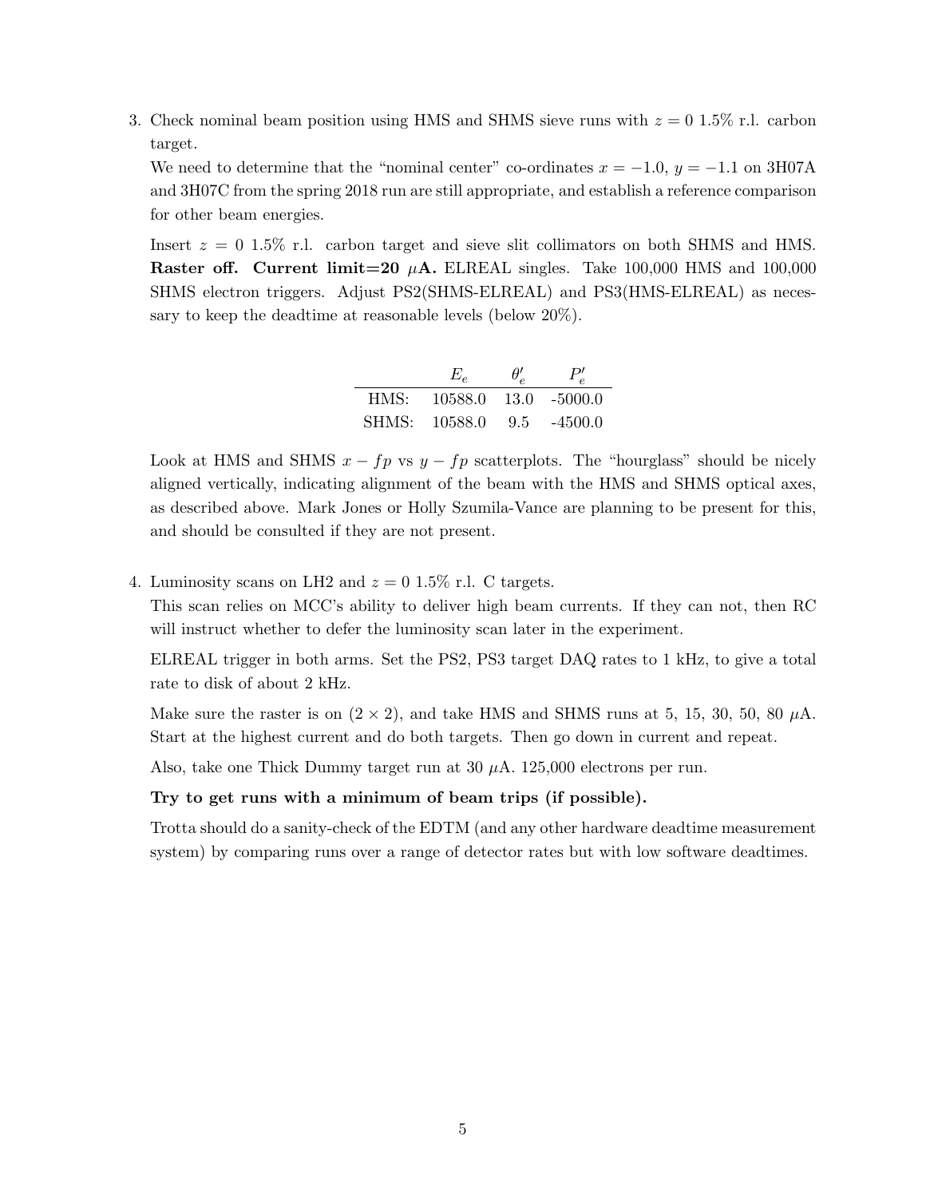3. Check nominal beam position using HMS and SHMS sieve runs with $z = 0$ 1.5% r.l. carbon target.

   We need to determine that the "nominal center" co-ordinates $x = -1.0$, $y = -1.1$ on 3H07A and 3H07C from the spring 2018 run are still appropriate, and establish a reference comparison for other beam energies.

   Insert $z = 0$ 1.5% r.l. carbon target and sieve slit collimators on both SHMS and HMS. **Raster off. Current limit=20 $\mu$A.** ELREAL singles. Take 100,000 HMS and 100,000 SHMS electron triggers. Adjust PS2(SHMS-ELREAL) and PS3(HMS-ELREAL) as necessary to keep the deadtime at reasonable levels (below 20%).

   | | $E_e$ | $\theta_e'$ | $P_e'$ |
   |---|---|---|---|
   | HMS: | 10588.0 | 13.0 | -5000.0 |
   | SHMS: | 10588.0 | 9.5 | -4500.0 |

   Look at HMS and SHMS $x - fp$ vs $y - fp$ scatterplots. The "hourglass" should be nicely aligned vertically, indicating alignment of the beam with the HMS and SHMS optical axes, as described above. Mark Jones or Holly Szumila-Vance are planning to be present for this, and should be consulted if they are not present.

4. Luminosity scans on LH2 and $z = 0$ 1.5% r.l. C targets.

   This scan relies on MCC's ability to deliver high beam currents. If they can not, then RC will instruct whether to defer the luminosity scan later in the experiment.

   ELREAL trigger in both arms. Set the PS2, PS3 target DAQ rates to 1 kHz, to give a total rate to disk of about 2 kHz.

   Make sure the raster is on $(2 \times 2)$, and take HMS and SHMS runs at 5, 15, 30, 50, 80 $\mu$A. Start at the highest current and do both targets. Then go down in current and repeat.

   Also, take one Thick Dummy target run at 30 $\mu$A. 125,000 electrons per run.

   **Try to get runs with a minimum of beam trips (if possible).**

   Trotta should do a sanity-check of the EDTM (and any other hardware deadtime measurement system) by comparing runs over a range of detector rates but with low software deadtimes.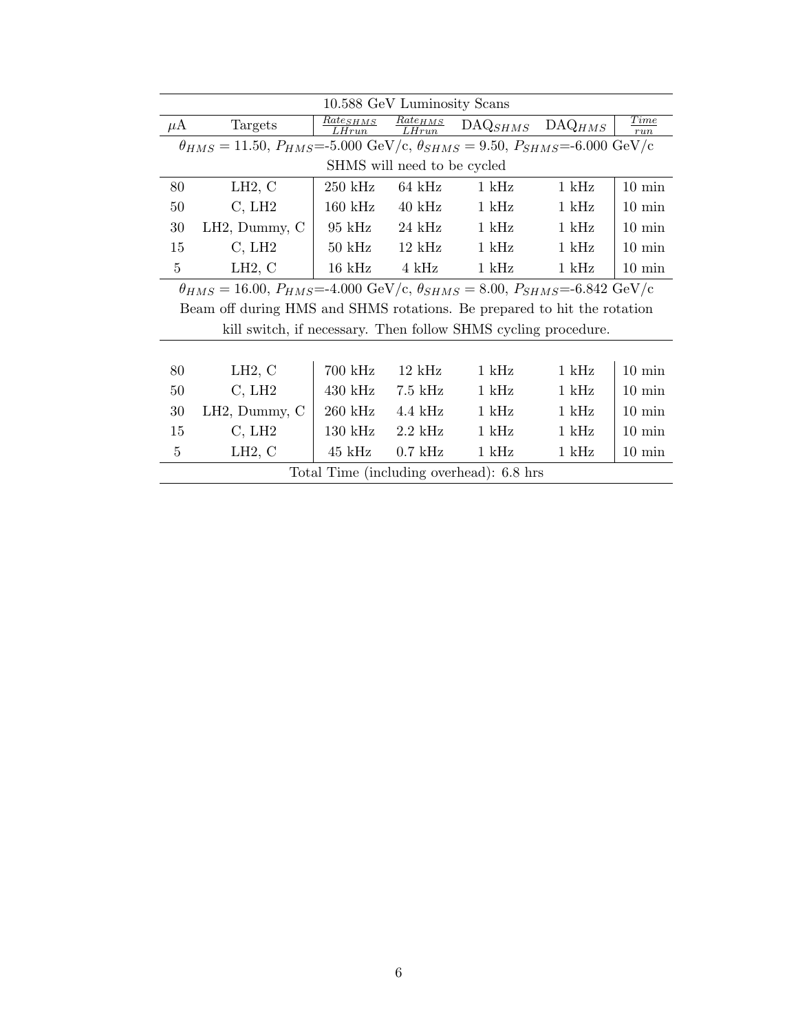| 10.588 GeV Luminosity Scans | | | | | | |
|---|---|---|---|---|---|---|
| $\mu$A | Targets | $\frac{Rate_{SHMS}}{LHrun}$ | $\frac{Rate_{HMS}}{LHrun}$ | DAQ$_{SHMS}$ | DAQ$_{HMS}$ | $\frac{Time}{run}$ |
| $\theta_{HMS} = 11.50$, $P_{HMS}$=-5.000 GeV/c, $\theta_{SHMS} = 9.50$, $P_{SHMS}$=-6.000 GeV/c SHMS will need to be cycled | | | | | | |
| 80 | LH2, C | 250 kHz | 64 kHz | 1 kHz | 1 kHz | 10 min |
| 50 | C, LH2 | 160 kHz | 40 kHz | 1 kHz | 1 kHz | 10 min |
| 30 | LH2, Dummy, C | 95 kHz | 24 kHz | 1 kHz | 1 kHz | 10 min |
| 15 | C, LH2 | 50 kHz | 12 kHz | 1 kHz | 1 kHz | 10 min |
| 5 | LH2, C | 16 kHz | 4 kHz | 1 kHz | 1 kHz | 10 min |
| $\theta_{HMS} = 16.00$, $P_{HMS}$=-4.000 GeV/c, $\theta_{SHMS} = 8.00$, $P_{SHMS}$=-6.842 GeV/c Beam off during HMS and SHMS rotations. Be prepared to hit the rotation kill switch, if necessary. Then follow SHMS cycling procedure. | | | | | | |
| 80 | LH2, C | 700 kHz | 12 kHz | 1 kHz | 1 kHz | 10 min |
| 50 | C, LH2 | 430 kHz | 7.5 kHz | 1 kHz | 1 kHz | 10 min |
| 30 | LH2, Dummy, C | 260 kHz | 4.4 kHz | 1 kHz | 1 kHz | 10 min |
| 15 | C, LH2 | 130 kHz | 2.2 kHz | 1 kHz | 1 kHz | 10 min |
| 5 | LH2, C | 45 kHz | 0.7 kHz | 1 kHz | 1 kHz | 10 min |
| Total Time (including overhead): 6.8 hrs | | | | | | |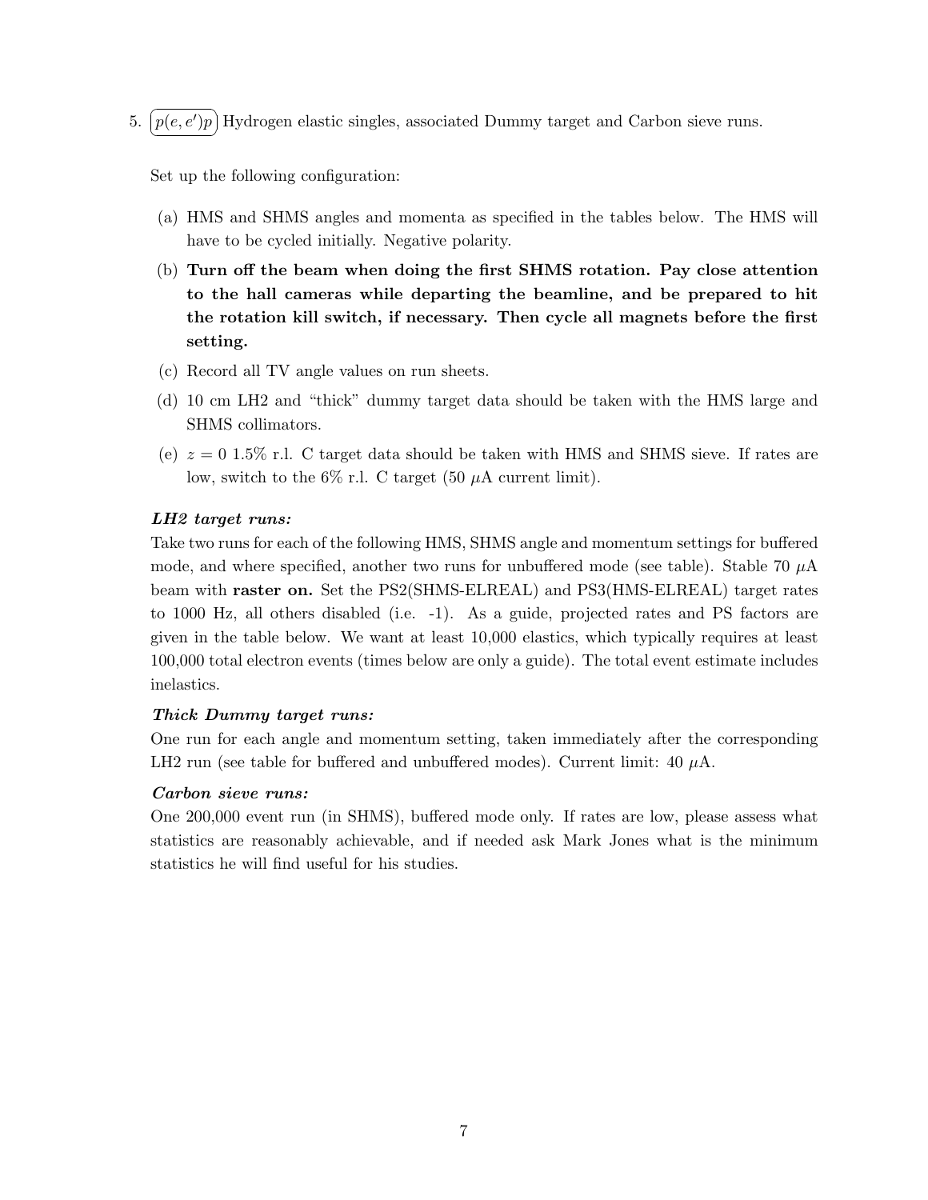5. $\boxed{p(e,e')p}$ Hydrogen elastic singles, associated Dummy target and Carbon sieve runs.

Set up the following configuration:

(a) HMS and SHMS angles and momenta as specified in the tables below. The HMS will have to be cycled initially. Negative polarity.

(b) **Turn off the beam when doing the first SHMS rotation. Pay close attention to the hall cameras while departing the beamline, and be prepared to hit the rotation kill switch, if necessary. Then cycle all magnets before the first setting.**

(c) Record all TV angle values on run sheets.

(d) 10 cm LH2 and "thick" dummy target data should be taken with the HMS large and SHMS collimators.

(e) $z = 0$ 1.5% r.l. C target data should be taken with HMS and SHMS sieve. If rates are low, switch to the 6% r.l. C target (50 $\mu$A current limit).

***LH2 target runs:***

Take two runs for each of the following HMS, SHMS angle and momentum settings for buffered mode, and where specified, another two runs for unbuffered mode (see table). Stable 70 $\mu$A beam with **raster on.** Set the PS2(SHMS-ELREAL) and PS3(HMS-ELREAL) target rates to 1000 Hz, all others disabled (i.e. -1). As a guide, projected rates and PS factors are given in the table below. We want at least 10,000 elastics, which typically requires at least 100,000 total electron events (times below are only a guide). The total event estimate includes inelastics.

***Thick Dummy target runs:***

One run for each angle and momentum setting, taken immediately after the corresponding LH2 run (see table for buffered and unbuffered modes). Current limit: 40 $\mu$A.

***Carbon sieve runs:***

One 200,000 event run (in SHMS), buffered mode only. If rates are low, please assess what statistics are reasonably achievable, and if needed ask Mark Jones what is the minimum statistics he will find useful for his studies.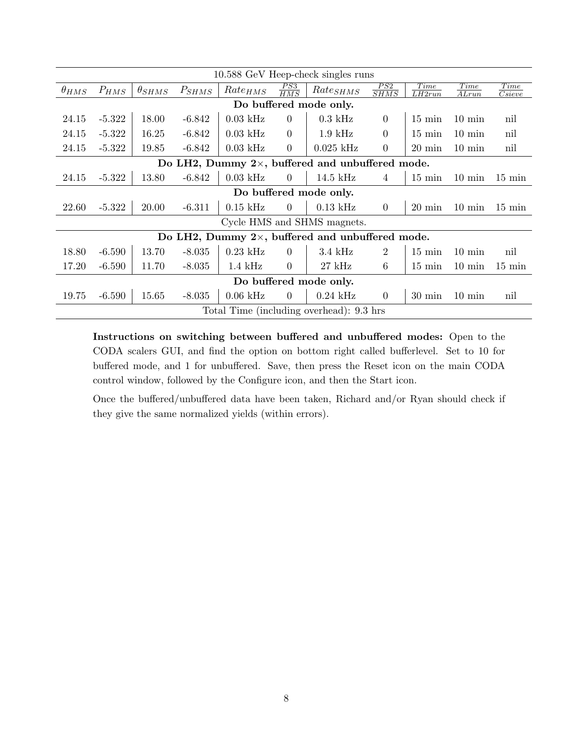| 10.588 GeV Heep-check singles runs | | | | | | | | | | |
|---|---|---|---|---|---|---|---|---|---|---|
| $\theta_{HMS}$ | $P_{HMS}$ | $\theta_{SHMS}$ | $P_{SHMS}$ | $Rate_{HMS}$ | $\frac{PS3}{HMS}$ | $Rate_{SHMS}$ | $\frac{PS2}{SHMS}$ | $\frac{Time}{LH2run}$ | $\frac{Time}{ALrun}$ | $\frac{Time}{Csieve}$ |
| **Do buffered mode only.** | | | | | | | | | | |
| 24.15 | -5.322 | 18.00 | -6.842 | 0.03 kHz | 0 | 0.3 kHz | 0 | 15 min | 10 min | nil |
| 24.15 | -5.322 | 16.25 | -6.842 | 0.03 kHz | 0 | 1.9 kHz | 0 | 15 min | 10 min | nil |
| 24.15 | -5.322 | 19.85 | -6.842 | 0.03 kHz | 0 | 0.025 kHz | 0 | 20 min | 10 min | nil |
| **Do LH2, Dummy 2×, buffered and unbuffered mode.** | | | | | | | | | | |
| 24.15 | -5.322 | 13.80 | -6.842 | 0.03 kHz | 0 | 14.5 kHz | 4 | 15 min | 10 min | 15 min |
| **Do buffered mode only.** | | | | | | | | | | |
| 22.60 | -5.322 | 20.00 | -6.311 | 0.15 kHz | 0 | 0.13 kHz | 0 | 20 min | 10 min | 15 min |
| Cycle HMS and SHMS magnets. | | | | | | | | | | |
| **Do LH2, Dummy 2×, buffered and unbuffered mode.** | | | | | | | | | | |
| 18.80 | -6.590 | 13.70 | -8.035 | 0.23 kHz | 0 | 3.4 kHz | 2 | 15 min | 10 min | nil |
| 17.20 | -6.590 | 11.70 | -8.035 | 1.4 kHz | 0 | 27 kHz | 6 | 15 min | 10 min | 15 min |
| **Do buffered mode only.** | | | | | | | | | | |
| 19.75 | -6.590 | 15.65 | -8.035 | 0.06 kHz | 0 | 0.24 kHz | 0 | 30 min | 10 min | nil |
| Total Time (including overhead): 9.3 hrs | | | | | | | | | | |

**Instructions on switching between buffered and unbuffered modes:** Open to the CODA scalers GUI, and find the option on bottom right called bufferlevel. Set to 10 for buffered mode, and 1 for unbuffered. Save, then press the Reset icon on the main CODA control window, followed by the Configure icon, and then the Start icon.

Once the buffered/unbuffered data have been taken, Richard and/or Ryan should check if they give the same normalized yields (within errors).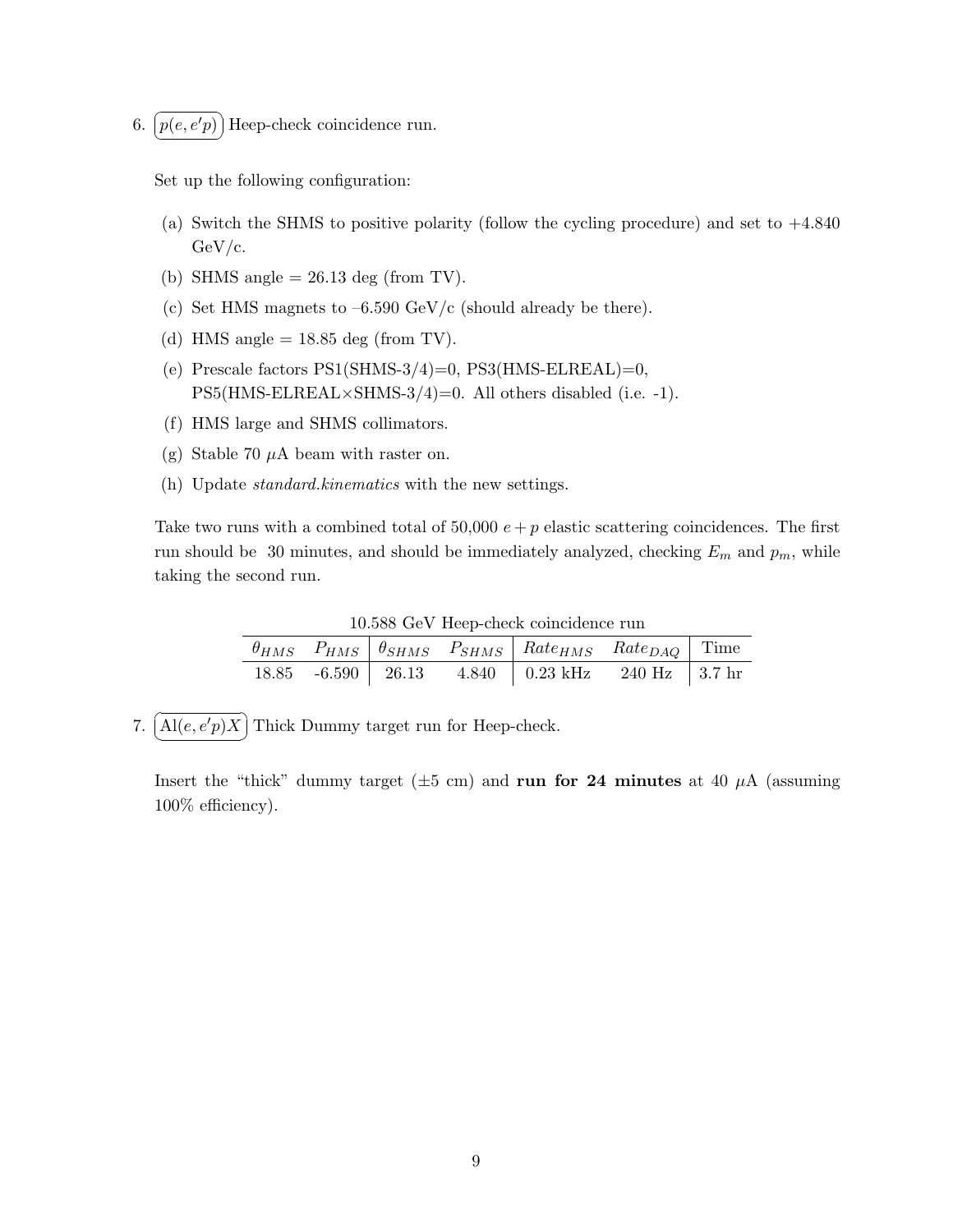6. $p(e, e'p)$ Heep-check coincidence run.

   Set up the following configuration:

   (a) Switch the SHMS to positive polarity (follow the cycling procedure) and set to +4.840 GeV/c.
   (b) SHMS angle = 26.13 deg (from TV).
   (c) Set HMS magnets to –6.590 GeV/c (should already be there).
   (d) HMS angle = 18.85 deg (from TV).
   (e) Prescale factors PS1(SHMS-3/4)=0, PS3(HMS-ELREAL)=0, PS5(HMS-ELREAL×SHMS-3/4)=0. All others disabled (i.e. -1).
   (f) HMS large and SHMS collimators.
   (g) Stable 70 $\mu$A beam with raster on.
   (h) Update *standard.kinematics* with the new settings.

   Take two runs with a combined total of 50,000 $e + p$ elastic scattering coincidences. The first run should be 30 minutes, and should be immediately analyzed, checking $E_m$ and $p_m$, while taking the second run.

   10.588 GeV Heep-check coincidence run

   | $\theta_{HMS}$ | $P_{HMS}$ | $\theta_{SHMS}$ | $P_{SHMS}$ | $Rate_{HMS}$ | $Rate_{DAQ}$ | Time |
   |---|---|---|---|---|---|---|
   | 18.85 | -6.590 | 26.13 | 4.840 | 0.23 kHz | 240 Hz | 3.7 hr |

7. $\text{Al}(e, e'p)X$ Thick Dummy target run for Heep-check.

   Insert the "thick" dummy target (±5 cm) and **run for 24 minutes** at 40 $\mu$A (assuming 100% efficiency).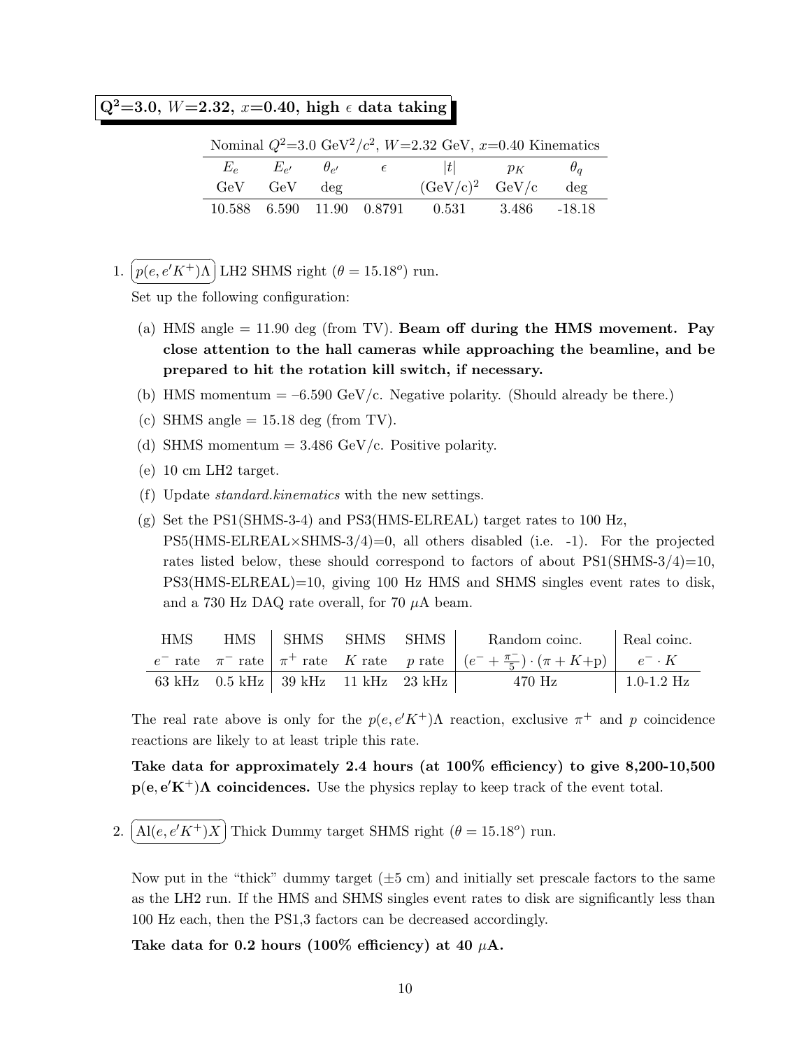## $\mathbf{Q^2}$=3.0, $W$=2.32, $x$=0.40, high $\epsilon$ data taking

Nominal $Q^2$=3.0 GeV$^2$/$c^2$, $W$=2.32 GeV, $x$=0.40 Kinematics

| $E_e$ | $E_{e'}$ | $\theta_{e'}$ | $\epsilon$ | $\|t\|$ | $p_K$ | $\theta_q$ |
|---|---|---|---|---|---|---|
| GeV | GeV | deg | | (GeV/c)$^2$ | GeV/c | deg |
| 10.588 | 6.590 | 11.90 | 0.8791 | 0.531 | 3.486 | -18.18 |

1. $p(e, e'K^+)\Lambda$ LH2 SHMS right ($\theta = 15.18^o$) run.

   Set up the following configuration:

   (a) HMS angle = 11.90 deg (from TV). **Beam off during the HMS movement. Pay close attention to the hall cameras while approaching the beamline, and be prepared to hit the rotation kill switch, if necessary.**

   (b) HMS momentum = –6.590 GeV/c. Negative polarity. (Should already be there.)

   (c) SHMS angle = 15.18 deg (from TV).

   (d) SHMS momentum = 3.486 GeV/c. Positive polarity.

   (e) 10 cm LH2 target.

   (f) Update *standard.kinematics* with the new settings.

   (g) Set the PS1(SHMS-3-4) and PS3(HMS-ELREAL) target rates to 100 Hz, PS5(HMS-ELREAL×SHMS-3/4)=0, all others disabled (i.e. -1). For the projected rates listed below, these should correspond to factors of about PS1(SHMS-3/4)=10, PS3(HMS-ELREAL)=10, giving 100 Hz HMS and SHMS singles event rates to disk, and a 730 Hz DAQ rate overall, for 70 $\mu$A beam.

   | HMS $e^-$ rate | HMS $\pi^-$ rate | SHMS $\pi^+$ rate | SHMS $K$ rate | SHMS $p$ rate | Random coinc. $(e^- + \frac{\pi^-}{5}) \cdot (\pi + K\text{+p})$ | Real coinc. $e^- \cdot K$ |
   |---|---|---|---|---|---|---|
   | 63 kHz | 0.5 kHz | 39 kHz | 11 kHz | 23 kHz | 470 Hz | 1.0-1.2 Hz |

   The real rate above is only for the $p(e, e'K^+)\Lambda$ reaction, exclusive $\pi^+$ and $p$ coincidence reactions are likely to at least triple this rate.

   **Take data for approximately 2.4 hours (at 100% efficiency) to give 8,200-10,500 $\mathbf{p(e, e'K^+)\Lambda}$ coincidences.** Use the physics replay to keep track of the event total.

2. $\text{Al}(e, e'K^+)X$ Thick Dummy target SHMS right ($\theta = 15.18^o$) run.

   Now put in the "thick" dummy target (±5 cm) and initially set prescale factors to the same as the LH2 run. If the HMS and SHMS singles event rates to disk are significantly less than 100 Hz each, then the PS1,3 factors can be decreased accordingly.

   **Take data for 0.2 hours (100% efficiency) at 40 $\mu$A.**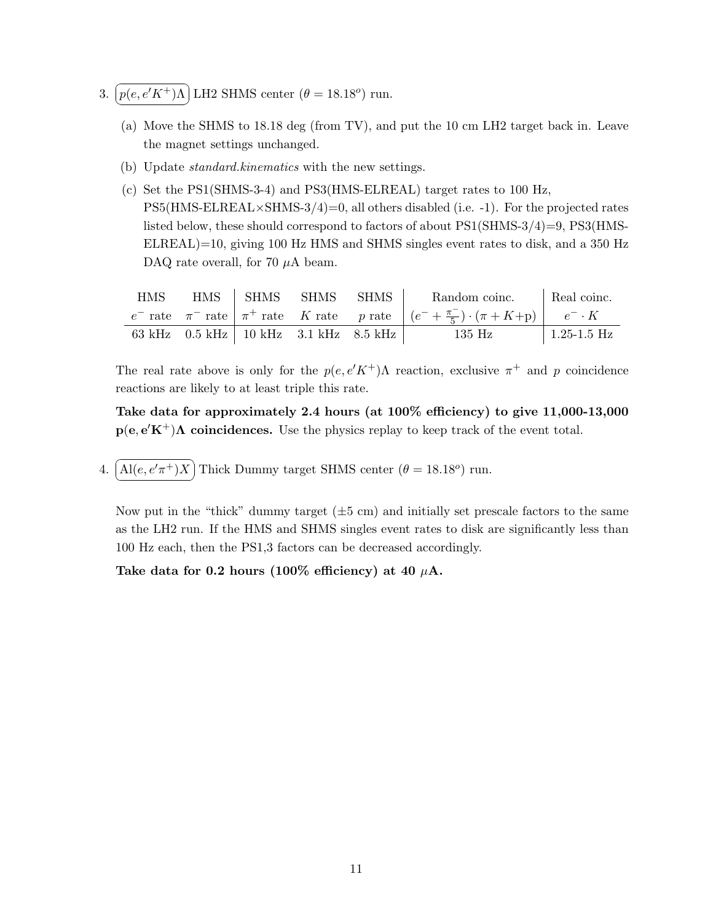3. $\boxed{p(e,e'K^+)\Lambda}$ LH2 SHMS center ($\theta = 18.18^o$) run.

   (a) Move the SHMS to 18.18 deg (from TV), and put the 10 cm LH2 target back in. Leave the magnet settings unchanged.

   (b) Update *standard.kinematics* with the new settings.

   (c) Set the PS1(SHMS-3-4) and PS3(HMS-ELREAL) target rates to 100 Hz, PS5(HMS-ELREAL×SHMS-3/4)=0, all others disabled (i.e. -1). For the projected rates listed below, these should correspond to factors of about PS1(SHMS-3/4)=9, PS3(HMS-ELREAL)=10, giving 100 Hz HMS and SHMS singles event rates to disk, and a 350 Hz DAQ rate overall, for 70 $\mu$A beam.

| HMS | HMS | SHMS | SHMS | SHMS | Random coinc. | Real coinc. |
|---|---|---|---|---|---|---|
| $e^-$ rate | $\pi^-$ rate | $\pi^+$ rate | $K$ rate | $p$ rate | $(e^- + \frac{\pi^-}{5}) \cdot (\pi + K + \text{p})$ | $e^- \cdot K$ |
| 63 kHz | 0.5 kHz | 10 kHz | 3.1 kHz | 8.5 kHz | 135 Hz | 1.25-1.5 Hz |

The real rate above is only for the $p(e,e'K^+)\Lambda$ reaction, exclusive $\pi^+$ and $p$ coincidence reactions are likely to at least triple this rate.

**Take data for approximately 2.4 hours (at 100% efficiency) to give 11,000-13,000 $\mathbf{p(e,e'K^+)\Lambda}$ coincidences.** Use the physics replay to keep track of the event total.

4. $\boxed{\text{Al}(e,e'\pi^+)X}$ Thick Dummy target SHMS center ($\theta = 18.18^o$) run.

Now put in the "thick" dummy target ($\pm 5$ cm) and initially set prescale factors to the same as the LH2 run. If the HMS and SHMS singles event rates to disk are significantly less than 100 Hz each, then the PS1,3 factors can be decreased accordingly.

**Take data for 0.2 hours (100% efficiency) at 40 $\mu$A.**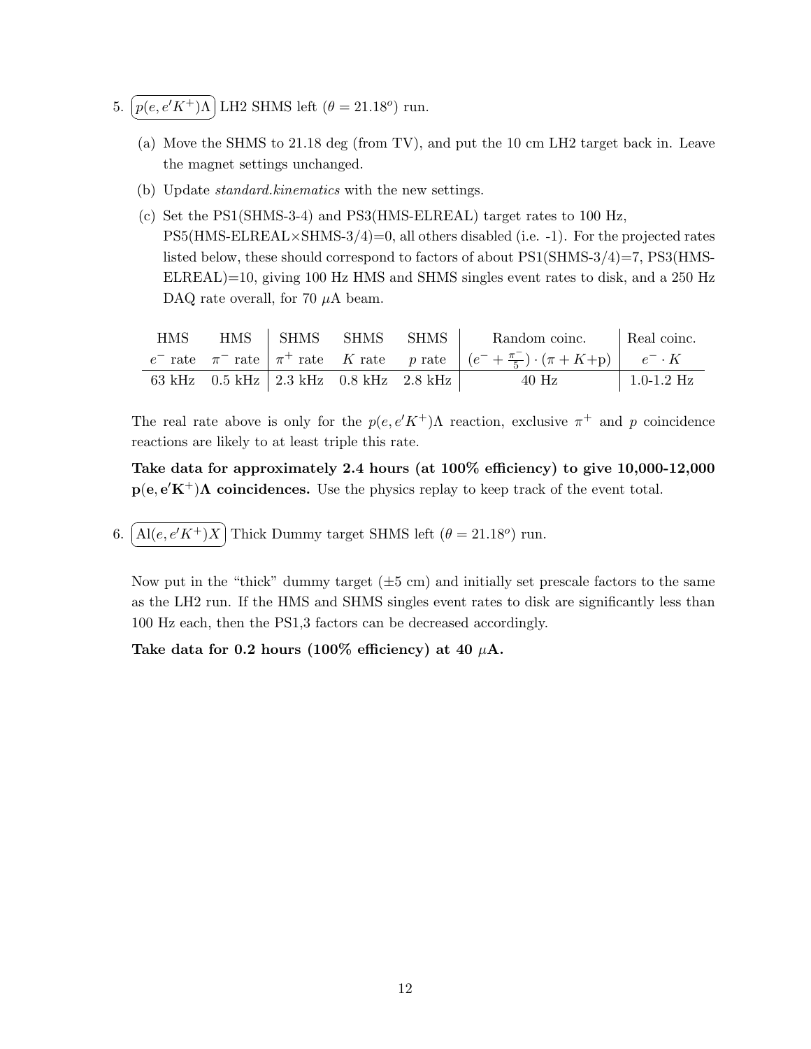5. $\boxed{p(e,e'K^+)\Lambda}$ LH2 SHMS left ($\theta = 21.18^o$) run.

   (a) Move the SHMS to 21.18 deg (from TV), and put the 10 cm LH2 target back in. Leave the magnet settings unchanged.

   (b) Update *standard.kinematics* with the new settings.

   (c) Set the PS1(SHMS-3-4) and PS3(HMS-ELREAL) target rates to 100 Hz, PS5(HMS-ELREAL×SHMS-3/4)=0, all others disabled (i.e. -1). For the projected rates listed below, these should correspond to factors of about PS1(SHMS-3/4)=7, PS3(HMS-ELREAL)=10, giving 100 Hz HMS and SHMS singles event rates to disk, and a 250 Hz DAQ rate overall, for 70 $\mu$A beam.

| HMS | HMS | SHMS | SHMS | SHMS | Random coinc. | Real coinc. |
|---|---|---|---|---|---|---|
| $e^-$ rate | $\pi^-$ rate | $\pi^+$ rate | $K$ rate | $p$ rate | $(e^- + \frac{\pi^-}{5}) \cdot (\pi + K\text{+p})$ | $e^- \cdot K$ |
| 63 kHz | 0.5 kHz | 2.3 kHz | 0.8 kHz | 2.8 kHz | 40 Hz | 1.0-1.2 Hz |

   The real rate above is only for the $p(e,e'K^+)\Lambda$ reaction, exclusive $\pi^+$ and $p$ coincidence reactions are likely to at least triple this rate.

   **Take data for approximately 2.4 hours (at 100% efficiency) to give 10,000-12,000 $\mathbf{p(e,e'K^+)\Lambda}$ coincidences.** Use the physics replay to keep track of the event total.

6. $\boxed{\text{Al}(e,e'K^+)X}$ Thick Dummy target SHMS left ($\theta = 21.18^o$) run.

   Now put in the "thick" dummy target ($\pm 5$ cm) and initially set prescale factors to the same as the LH2 run. If the HMS and SHMS singles event rates to disk are significantly less than 100 Hz each, then the PS1,3 factors can be decreased accordingly.

   **Take data for 0.2 hours (100% efficiency) at 40 $\mu$A.**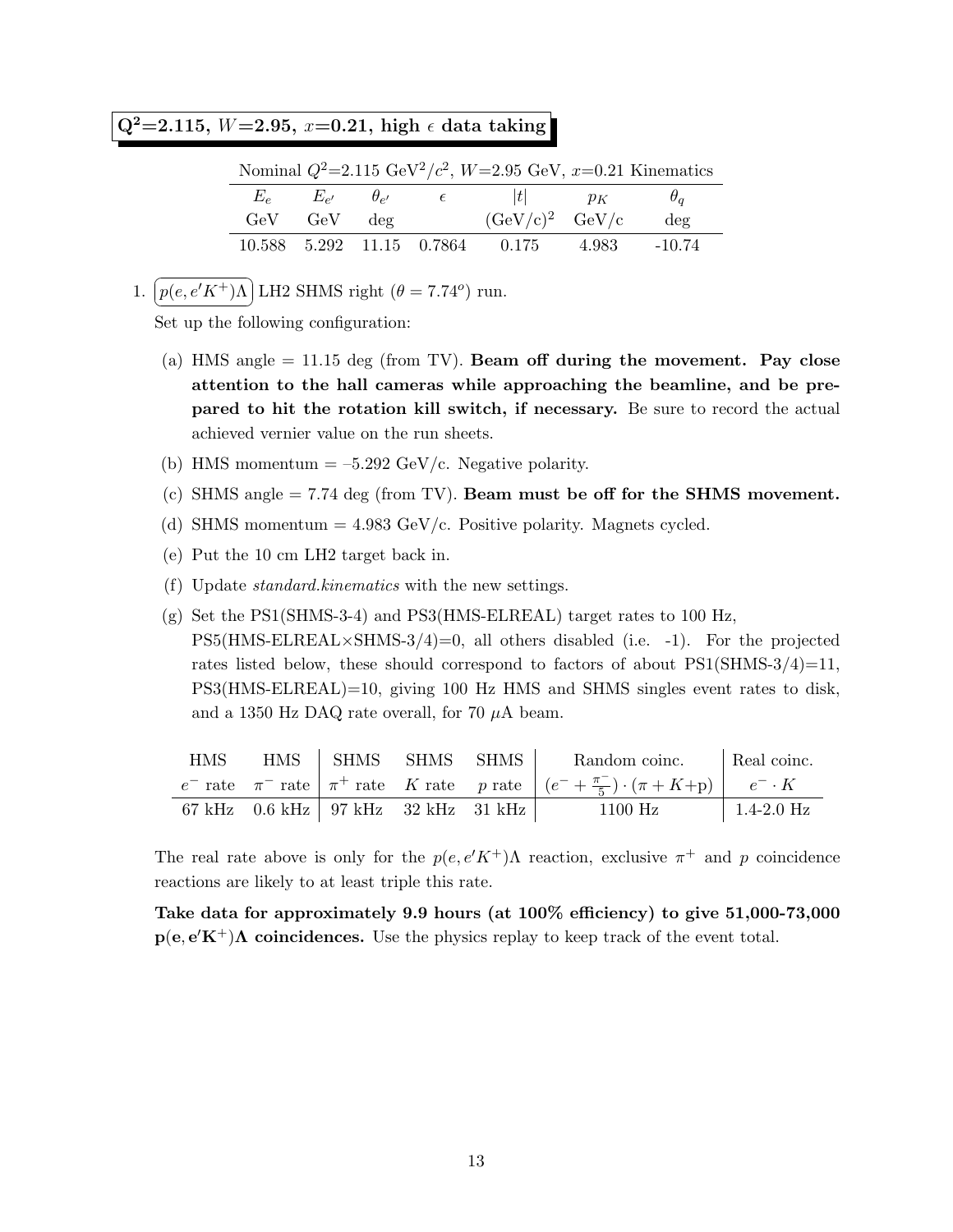## $\mathbf{Q^2}$=2.115, $W$=2.95, $x$=0.21, high $\epsilon$ data taking

Nominal $Q^2$=2.115 GeV$^2$/$c^2$, $W$=2.95 GeV, $x$=0.21 Kinematics

| $E_e$ | $E_{e'}$ | $\theta_{e'}$ | $\epsilon$ | $\|t\|$ | $p_K$ | $\theta_q$ |
|---|---|---|---|---|---|---|
| GeV | GeV | deg | | (GeV/c)$^2$ | GeV/c | deg |
| 10.588 | 5.292 | 11.15 | 0.7864 | 0.175 | 4.983 | -10.74 |

1. $p(e,e'K^+)\Lambda$ LH2 SHMS right ($\theta = 7.74^o$) run.

   Set up the following configuration:

   (a) HMS angle = 11.15 deg (from TV). **Beam off during the movement. Pay close attention to the hall cameras while approaching the beamline, and be prepared to hit the rotation kill switch, if necessary.** Be sure to record the actual achieved vernier value on the run sheets.

   (b) HMS momentum = –5.292 GeV/c. Negative polarity.

   (c) SHMS angle = 7.74 deg (from TV). **Beam must be off for the SHMS movement.**

   (d) SHMS momentum = 4.983 GeV/c. Positive polarity. Magnets cycled.

   (e) Put the 10 cm LH2 target back in.

   (f) Update *standard.kinematics* with the new settings.

   (g) Set the PS1(SHMS-3-4) and PS3(HMS-ELREAL) target rates to 100 Hz, PS5(HMS-ELREAL×SHMS-3/4)=0, all others disabled (i.e. -1). For the projected rates listed below, these should correspond to factors of about PS1(SHMS-3/4)=11, PS3(HMS-ELREAL)=10, giving 100 Hz HMS and SHMS singles event rates to disk, and a 1350 Hz DAQ rate overall, for 70 $\mu$A beam.

   | HMS | HMS | SHMS | SHMS | SHMS | Random coinc. | Real coinc. |
   |---|---|---|---|---|---|---|
   | $e^-$ rate | $\pi^-$ rate | $\pi^+$ rate | $K$ rate | $p$ rate | $(e^- + \frac{\pi^-}{5}) \cdot (\pi + K$+p) | $e^- \cdot K$ |
   | 67 kHz | 0.6 kHz | 97 kHz | 32 kHz | 31 kHz | 1100 Hz | 1.4-2.0 Hz |

   The real rate above is only for the $p(e,e'K^+)\Lambda$ reaction, exclusive $\pi^+$ and $p$ coincidence reactions are likely to at least triple this rate.

   **Take data for approximately 9.9 hours (at 100% efficiency) to give 51,000-73,000 $\mathbf{p(e,e'K^+)\Lambda}$ coincidences.** Use the physics replay to keep track of the event total.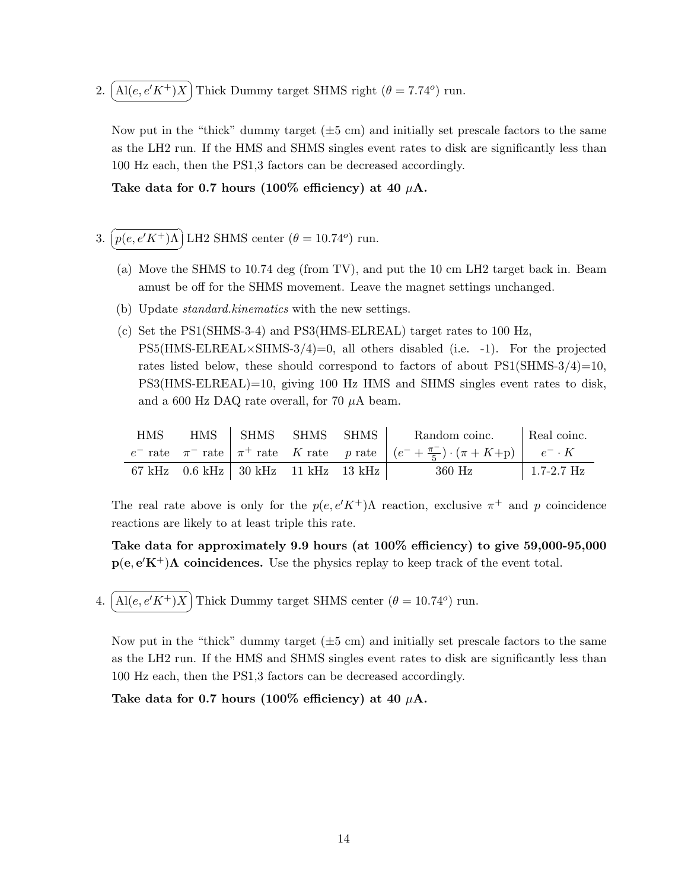2. $\mathrm{Al}(e, e'K^+)X$ Thick Dummy target SHMS right ($\theta = 7.74^o$) run.

   Now put in the "thick" dummy target ($\pm 5$ cm) and initially set prescale factors to the same as the LH2 run. If the HMS and SHMS singles event rates to disk are significantly less than 100 Hz each, then the PS1,3 factors can be decreased accordingly.

   **Take data for 0.7 hours (100% efficiency) at 40 $\mu$A.**

3. $p(e, e'K^+)\Lambda$ LH2 SHMS center ($\theta = 10.74^o$) run.

   (a) Move the SHMS to 10.74 deg (from TV), and put the 10 cm LH2 target back in. Beam amust be off for the SHMS movement. Leave the magnet settings unchanged.

   (b) Update *standard.kinematics* with the new settings.

   (c) Set the PS1(SHMS-3-4) and PS3(HMS-ELREAL) target rates to 100 Hz, PS5(HMS-ELREAL×SHMS-3/4)=0, all others disabled (i.e. -1). For the projected rates listed below, these should correspond to factors of about PS1(SHMS-3/4)=10, PS3(HMS-ELREAL)=10, giving 100 Hz HMS and SHMS singles event rates to disk, and a 600 Hz DAQ rate overall, for 70 $\mu$A beam.

| HMS $e^-$ rate | HMS $\pi^-$ rate | SHMS $\pi^+$ rate | SHMS $K$ rate | SHMS $p$ rate | Random coinc. $(e^- + \frac{\pi^-}{5}) \cdot (\pi + K\text{+p})$ | Real coinc. $e^- \cdot K$ |
|---|---|---|---|---|---|---|
| 67 kHz | 0.6 kHz | 30 kHz | 11 kHz | 13 kHz | 360 Hz | 1.7-2.7 Hz |

   The real rate above is only for the $p(e, e'K^+)\Lambda$ reaction, exclusive $\pi^+$ and $p$ coincidence reactions are likely to at least triple this rate.

   **Take data for approximately 9.9 hours (at 100% efficiency) to give 59,000-95,000 $\mathbf{p(e, e'K^+)\Lambda}$ coincidences.** Use the physics replay to keep track of the event total.

4. $\mathrm{Al}(e, e'K^+)X$ Thick Dummy target SHMS center ($\theta = 10.74^o$) run.

   Now put in the "thick" dummy target ($\pm 5$ cm) and initially set prescale factors to the same as the LH2 run. If the HMS and SHMS singles event rates to disk are significantly less than 100 Hz each, then the PS1,3 factors can be decreased accordingly.

   **Take data for 0.7 hours (100% efficiency) at 40 $\mu$A.**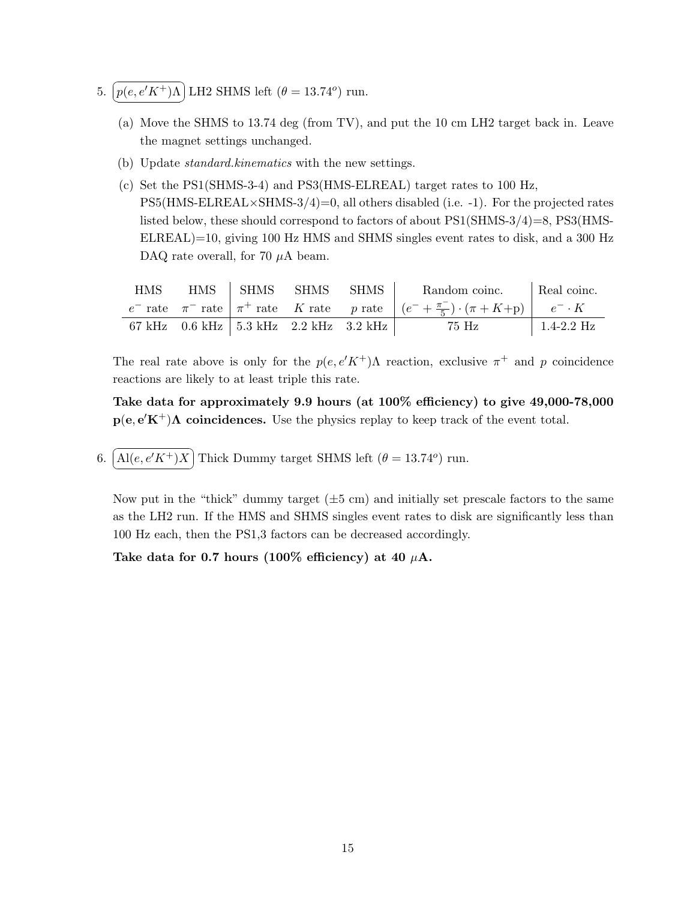5. $\boxed{p(e,e'K^+)\Lambda}$ LH2 SHMS left ($\theta = 13.74^o$) run.

   (a) Move the SHMS to 13.74 deg (from TV), and put the 10 cm LH2 target back in. Leave the magnet settings unchanged.

   (b) Update *standard.kinematics* with the new settings.

   (c) Set the PS1(SHMS-3-4) and PS3(HMS-ELREAL) target rates to 100 Hz, PS5(HMS-ELREAL×SHMS-3/4)=0, all others disabled (i.e. -1). For the projected rates listed below, these should correspond to factors of about PS1(SHMS-3/4)=8, PS3(HMS-ELREAL)=10, giving 100 Hz HMS and SHMS singles event rates to disk, and a 300 Hz DAQ rate overall, for 70 $\mu$A beam.

| HMS | HMS | SHMS | SHMS | SHMS | Random coinc. | Real coinc. |
|---|---|---|---|---|---|---|
| $e^-$ rate | $\pi^-$ rate | $\pi^+$ rate | $K$ rate | $p$ rate | $(e^- + \frac{\pi^-}{5}) \cdot (\pi + K + \mathrm{p})$ | $e^- \cdot K$ |
| 67 kHz | 0.6 kHz | 5.3 kHz | 2.2 kHz | 3.2 kHz | 75 Hz | 1.4-2.2 Hz |

   The real rate above is only for the $p(e,e'K^+)\Lambda$ reaction, exclusive $\pi^+$ and $p$ coincidence reactions are likely to at least triple this rate.

   **Take data for approximately 9.9 hours (at 100% efficiency) to give 49,000-78,000 $\mathbf{p(e,e'K^+)\Lambda}$ coincidences.** Use the physics replay to keep track of the event total.

6. $\boxed{\mathrm{Al}(e,e'K^+)X}$ Thick Dummy target SHMS left ($\theta = 13.74^o$) run.

   Now put in the "thick" dummy target ($\pm$5 cm) and initially set prescale factors to the same as the LH2 run. If the HMS and SHMS singles event rates to disk are significantly less than 100 Hz each, then the PS1,3 factors can be decreased accordingly.

   **Take data for 0.7 hours (100% efficiency) at 40 $\mu$A.**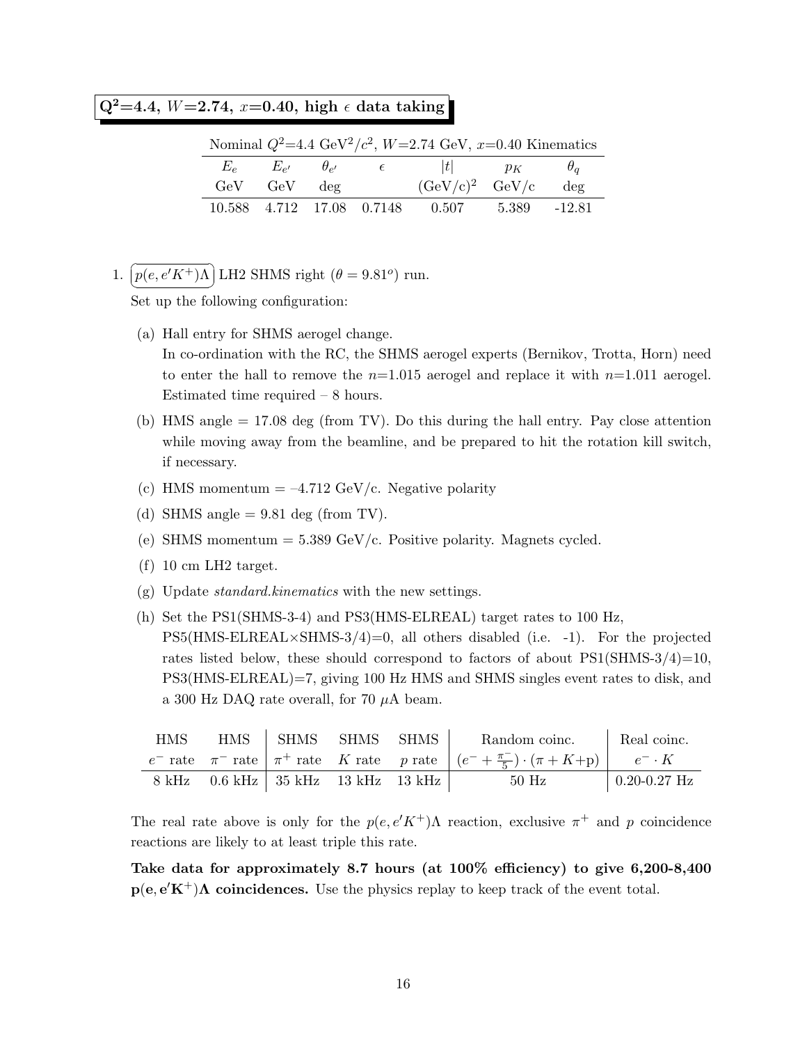## $Q^2$=4.4, $W$=2.74, $x$=0.40, high $\epsilon$ data taking

Nominal $Q^2$=4.4 GeV$^2$/$c^2$, $W$=2.74 GeV, $x$=0.40 Kinematics

| $E_e$ | $E_{e'}$ | $\theta_{e'}$ | $\epsilon$ | $\|t\|$ | $p_K$ | $\theta_q$ |
|---|---|---|---|---|---|---|
| GeV | GeV | deg | | (GeV/c)$^2$ | GeV/c | deg |
| 10.588 | 4.712 | 17.08 | 0.7148 | 0.507 | 5.389 | -12.81 |

1. $p(e,e'K^+)\Lambda$ LH2 SHMS right ($\theta = 9.81^o$) run.

   Set up the following configuration:

   (a) Hall entry for SHMS aerogel change.
   In co-ordination with the RC, the SHMS aerogel experts (Bernikov, Trotta, Horn) need to enter the hall to remove the $n$=1.015 aerogel and replace it with $n$=1.011 aerogel. Estimated time required – 8 hours.

   (b) HMS angle = 17.08 deg (from TV). Do this during the hall entry. Pay close attention while moving away from the beamline, and be prepared to hit the rotation kill switch, if necessary.

   (c) HMS momentum = –4.712 GeV/c. Negative polarity

   (d) SHMS angle = 9.81 deg (from TV).

   (e) SHMS momentum = 5.389 GeV/c. Positive polarity. Magnets cycled.

   (f) 10 cm LH2 target.

   (g) Update *standard.kinematics* with the new settings.

   (h) Set the PS1(SHMS-3-4) and PS3(HMS-ELREAL) target rates to 100 Hz, PS5(HMS-ELREAL×SHMS-3/4)=0, all others disabled (i.e. -1). For the projected rates listed below, these should correspond to factors of about PS1(SHMS-3/4)=10, PS3(HMS-ELREAL)=7, giving 100 Hz HMS and SHMS singles event rates to disk, and a 300 Hz DAQ rate overall, for 70 $\mu$A beam.

| HMS | HMS | SHMS | SHMS | SHMS | Random coinc. | Real coinc. |
|---|---|---|---|---|---|---|
| $e^-$ rate | $\pi^-$ rate | $\pi^+$ rate | $K$ rate | $p$ rate | $(e^- + \frac{\pi^-}{5}) \cdot (\pi + K$+p) | $e^- \cdot K$ |
| 8 kHz | 0.6 kHz | 35 kHz | 13 kHz | 13 kHz | 50 Hz | 0.20-0.27 Hz |

The real rate above is only for the $p(e,e'K^+)\Lambda$ reaction, exclusive $\pi^+$ and $p$ coincidence reactions are likely to at least triple this rate.

**Take data for approximately 8.7 hours (at 100% efficiency) to give 6,200-8,400 $\mathbf{p(e,e'K^+)\Lambda}$ coincidences.** Use the physics replay to keep track of the event total.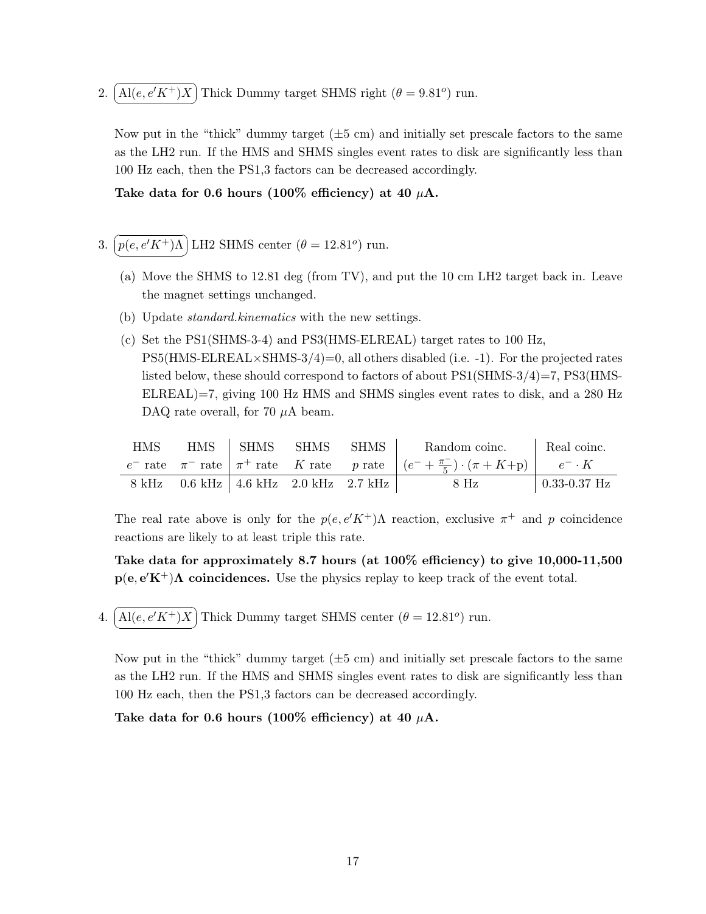2. $\boxed{\mathrm{Al}(e,e'K^+)X}$ Thick Dummy target SHMS right ($\theta = 9.81^o$) run.

   Now put in the "thick" dummy target ($\pm 5$ cm) and initially set prescale factors to the same as the LH2 run. If the HMS and SHMS singles event rates to disk are significantly less than 100 Hz each, then the PS1,3 factors can be decreased accordingly.

   **Take data for 0.6 hours (100% efficiency) at 40 $\mu$A.**

3. $\boxed{p(e,e'K^+)\Lambda}$ LH2 SHMS center ($\theta = 12.81^o$) run.

   (a) Move the SHMS to 12.81 deg (from TV), and put the 10 cm LH2 target back in. Leave the magnet settings unchanged.

   (b) Update *standard.kinematics* with the new settings.

   (c) Set the PS1(SHMS-3-4) and PS3(HMS-ELREAL) target rates to 100 Hz, PS5(HMS-ELREAL×SHMS-3/4)=0, all others disabled (i.e. -1). For the projected rates listed below, these should correspond to factors of about PS1(SHMS-3/4)=7, PS3(HMS-ELREAL)=7, giving 100 Hz HMS and SHMS singles event rates to disk, and a 280 Hz DAQ rate overall, for 70 $\mu$A beam.

| HMS $e^-$ rate | HMS $\pi^-$ rate | SHMS $\pi^+$ rate | SHMS $K$ rate | SHMS $p$ rate | Random coinc. $(e^- + \frac{\pi^-}{5}) \cdot (\pi + K{+}\mathrm{p})$ | Real coinc. $e^- \cdot K$ |
|---|---|---|---|---|---|---|
| 8 kHz | 0.6 kHz | 4.6 kHz | 2.0 kHz | 2.7 kHz | 8 Hz | 0.33-0.37 Hz |

   The real rate above is only for the $p(e,e'K^+)\Lambda$ reaction, exclusive $\pi^+$ and $p$ coincidence reactions are likely to at least triple this rate.

   **Take data for approximately 8.7 hours (at 100% efficiency) to give 10,000-11,500 $\mathbf{p(e,e'K^+)\Lambda}$ coincidences.** Use the physics replay to keep track of the event total.

4. $\boxed{\mathrm{Al}(e,e'K^+)X}$ Thick Dummy target SHMS center ($\theta = 12.81^o$) run.

   Now put in the "thick" dummy target ($\pm 5$ cm) and initially set prescale factors to the same as the LH2 run. If the HMS and SHMS singles event rates to disk are significantly less than 100 Hz each, then the PS1,3 factors can be decreased accordingly.

   **Take data for 0.6 hours (100% efficiency) at 40 $\mu$A.**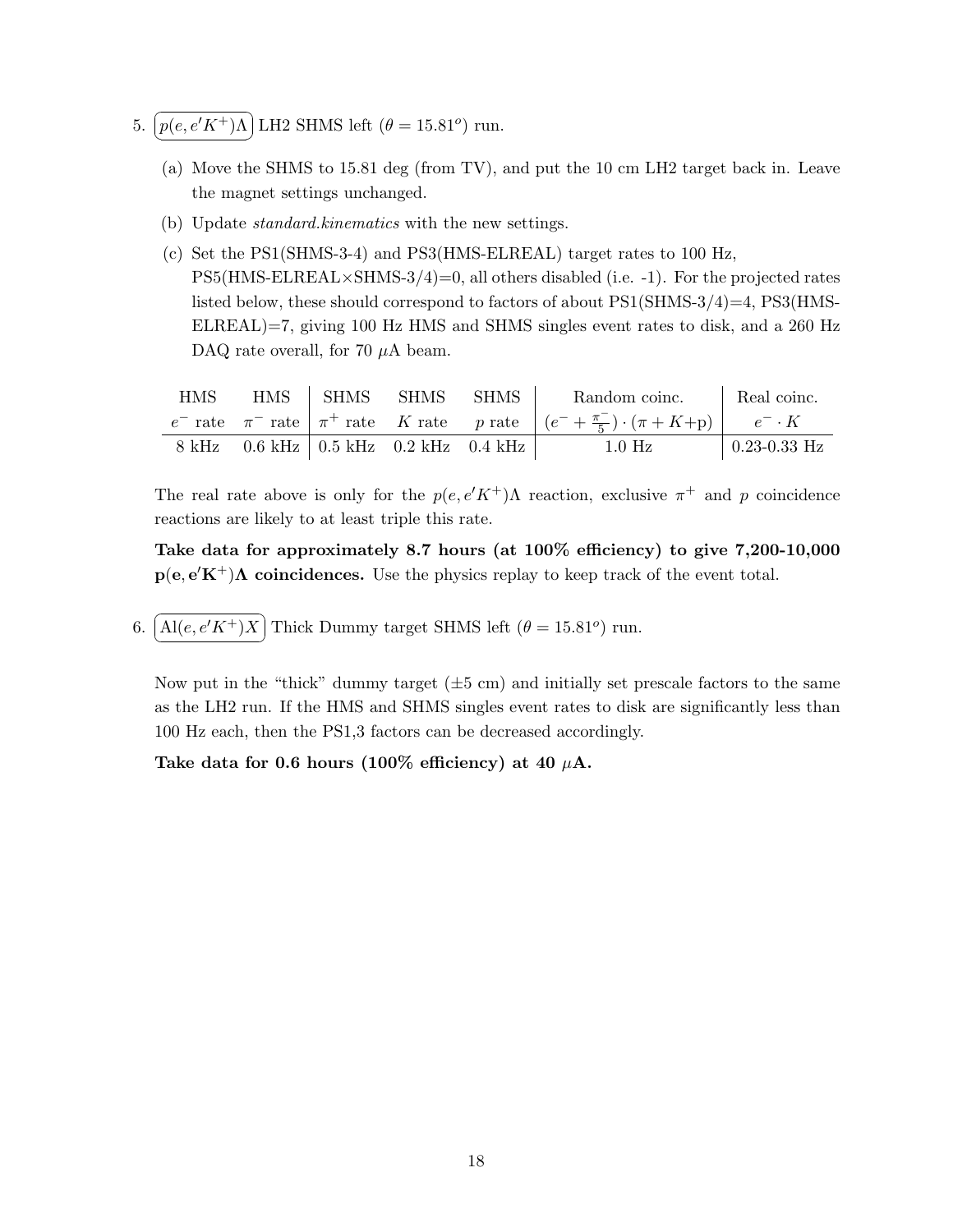5. $\boxed{p(e,e'K^+)\Lambda}$ LH2 SHMS left ($\theta = 15.81^o$) run.

   (a) Move the SHMS to 15.81 deg (from TV), and put the 10 cm LH2 target back in. Leave the magnet settings unchanged.

   (b) Update *standard.kinematics* with the new settings.

   (c) Set the PS1(SHMS-3-4) and PS3(HMS-ELREAL) target rates to 100 Hz, PS5(HMS-ELREAL×SHMS-3/4)=0, all others disabled (i.e. -1). For the projected rates listed below, these should correspond to factors of about PS1(SHMS-3/4)=4, PS3(HMS-ELREAL)=7, giving 100 Hz HMS and SHMS singles event rates to disk, and a 260 Hz DAQ rate overall, for 70 $\mu$A beam.

| HMS $e^-$ rate | HMS $\pi^-$ rate | SHMS $\pi^+$ rate | SHMS $K$ rate | SHMS $p$ rate | Random coinc. $(e^- + \frac{\pi^-}{5}) \cdot (\pi + K + \text{p})$ | Real coinc. $e^- \cdot K$ |
|---|---|---|---|---|---|---|
| 8 kHz | 0.6 kHz | 0.5 kHz | 0.2 kHz | 0.4 kHz | 1.0 Hz | 0.23-0.33 Hz |

   The real rate above is only for the $p(e,e'K^+)\Lambda$ reaction, exclusive $\pi^+$ and $p$ coincidence reactions are likely to at least triple this rate.

   **Take data for approximately 8.7 hours (at 100% efficiency) to give 7,200-10,000 $\mathbf{p(e,e'K^+)\Lambda}$ coincidences.** Use the physics replay to keep track of the event total.

6. $\boxed{\text{Al}(e,e'K^+)X}$ Thick Dummy target SHMS left ($\theta = 15.81^o$) run.

   Now put in the "thick" dummy target ($\pm 5$ cm) and initially set prescale factors to the same as the LH2 run. If the HMS and SHMS singles event rates to disk are significantly less than 100 Hz each, then the PS1,3 factors can be decreased accordingly.

   **Take data for 0.6 hours (100% efficiency) at 40 $\mu$A.**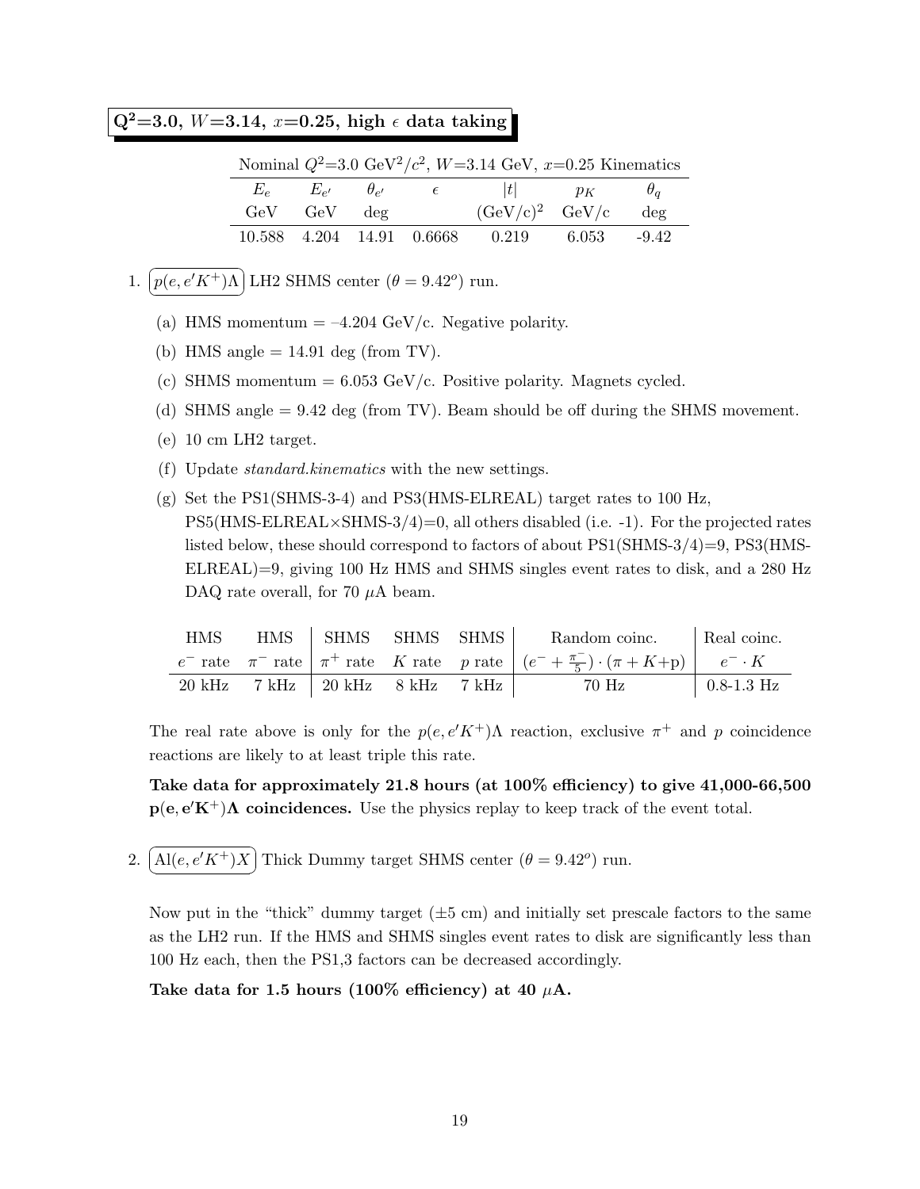## $Q^2$=3.0, $W$=3.14, $x$=0.25, high $\epsilon$ data taking

Nominal $Q^2$=3.0 GeV$^2$/$c^2$, $W$=3.14 GeV, $x$=0.25 Kinematics

| $E_e$ | $E_{e'}$ | $\theta_{e'}$ | $\epsilon$ | $\|t\|$ | $p_K$ | $\theta_q$ |
|---|---|---|---|---|---|---|
| GeV | GeV | deg | | (GeV/c)$^2$ | GeV/c | deg |
| 10.588 | 4.204 | 14.91 | 0.6668 | 0.219 | 6.053 | -9.42 |

1. $p(e, e'K^+)\Lambda$ LH2 SHMS center ($\theta = 9.42^o$) run.

   (a) HMS momentum = –4.204 GeV/c. Negative polarity.

   (b) HMS angle = 14.91 deg (from TV).

   (c) SHMS momentum = 6.053 GeV/c. Positive polarity. Magnets cycled.

   (d) SHMS angle = 9.42 deg (from TV). Beam should be off during the SHMS movement.

   (e) 10 cm LH2 target.

   (f) Update *standard.kinematics* with the new settings.

   (g) Set the PS1(SHMS-3-4) and PS3(HMS-ELREAL) target rates to 100 Hz, PS5(HMS-ELREAL×SHMS-3/4)=0, all others disabled (i.e. -1). For the projected rates listed below, these should correspond to factors of about PS1(SHMS-3/4)=9, PS3(HMS-ELREAL)=9, giving 100 Hz HMS and SHMS singles event rates to disk, and a 280 Hz DAQ rate overall, for 70 $\mu$A beam.

| HMS | HMS | SHMS | SHMS | SHMS | Random coinc. | Real coinc. |
|---|---|---|---|---|---|---|
| $e^-$ rate | $\pi^-$ rate | $\pi^+$ rate | $K$ rate | $p$ rate | $(e^- + \frac{\pi^-}{5}) \cdot (\pi + K + \text{p})$ | $e^- \cdot K$ |
| 20 kHz | 7 kHz | 20 kHz | 8 kHz | 7 kHz | 70 Hz | 0.8-1.3 Hz |

The real rate above is only for the $p(e, e'K^+)\Lambda$ reaction, exclusive $\pi^+$ and $p$ coincidence reactions are likely to at least triple this rate.

**Take data for approximately 21.8 hours (at 100% efficiency) to give 41,000-66,500 $\mathbf{p(e, e'K^+)\Lambda}$ coincidences.** Use the physics replay to keep track of the event total.

2. $\text{Al}(e, e'K^+)X$ Thick Dummy target SHMS center ($\theta = 9.42^o$) run.

Now put in the "thick" dummy target (±5 cm) and initially set prescale factors to the same as the LH2 run. If the HMS and SHMS singles event rates to disk are significantly less than 100 Hz each, then the PS1,3 factors can be decreased accordingly.

**Take data for 1.5 hours (100% efficiency) at 40 $\mu$A.**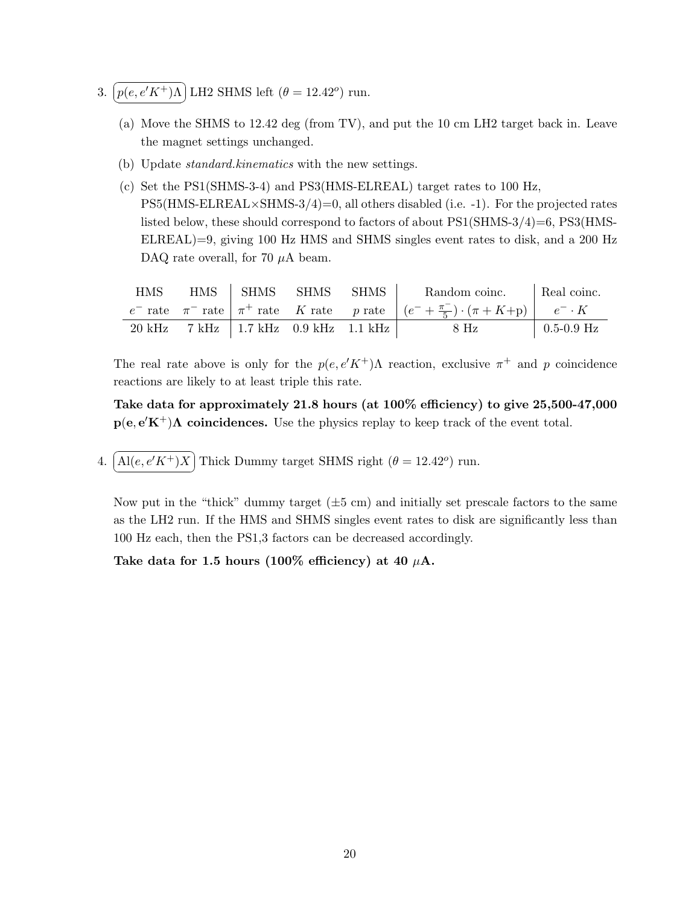3. $\boxed{p(e,e'K^+)\Lambda}$ LH2 SHMS left ($\theta = 12.42^o$) run.

   (a) Move the SHMS to 12.42 deg (from TV), and put the 10 cm LH2 target back in. Leave the magnet settings unchanged.

   (b) Update *standard.kinematics* with the new settings.

   (c) Set the PS1(SHMS-3-4) and PS3(HMS-ELREAL) target rates to 100 Hz, PS5(HMS-ELREAL×SHMS-3/4)=0, all others disabled (i.e. -1). For the projected rates listed below, these should correspond to factors of about PS1(SHMS-3/4)=6, PS3(HMS-ELREAL)=9, giving 100 Hz HMS and SHMS singles event rates to disk, and a 200 Hz DAQ rate overall, for 70 $\mu$A beam.

| HMS | HMS | SHMS | SHMS | SHMS | Random coinc. | Real coinc. |
|---|---|---|---|---|---|---|
| $e^-$ rate | $\pi^-$ rate | $\pi^+$ rate | $K$ rate | $p$ rate | $(e^- + \frac{\pi^-}{5}) \cdot (\pi + K\text{+p})$ | $e^- \cdot K$ |
| 20 kHz | 7 kHz | 1.7 kHz | 0.9 kHz | 1.1 kHz | 8 Hz | 0.5-0.9 Hz |

   The real rate above is only for the $p(e,e'K^+)\Lambda$ reaction, exclusive $\pi^+$ and $p$ coincidence reactions are likely to at least triple this rate.

   **Take data for approximately 21.8 hours (at 100% efficiency) to give 25,500-47,000 $\mathbf{p(e,e'K^+)\Lambda}$ coincidences.** Use the physics replay to keep track of the event total.

4. $\boxed{\text{Al}(e,e'K^+)X}$ Thick Dummy target SHMS right ($\theta = 12.42^o$) run.

   Now put in the "thick" dummy target ($\pm 5$ cm) and initially set prescale factors to the same as the LH2 run. If the HMS and SHMS singles event rates to disk are significantly less than 100 Hz each, then the PS1,3 factors can be decreased accordingly.

   **Take data for 1.5 hours (100% efficiency) at 40 $\mu$A.**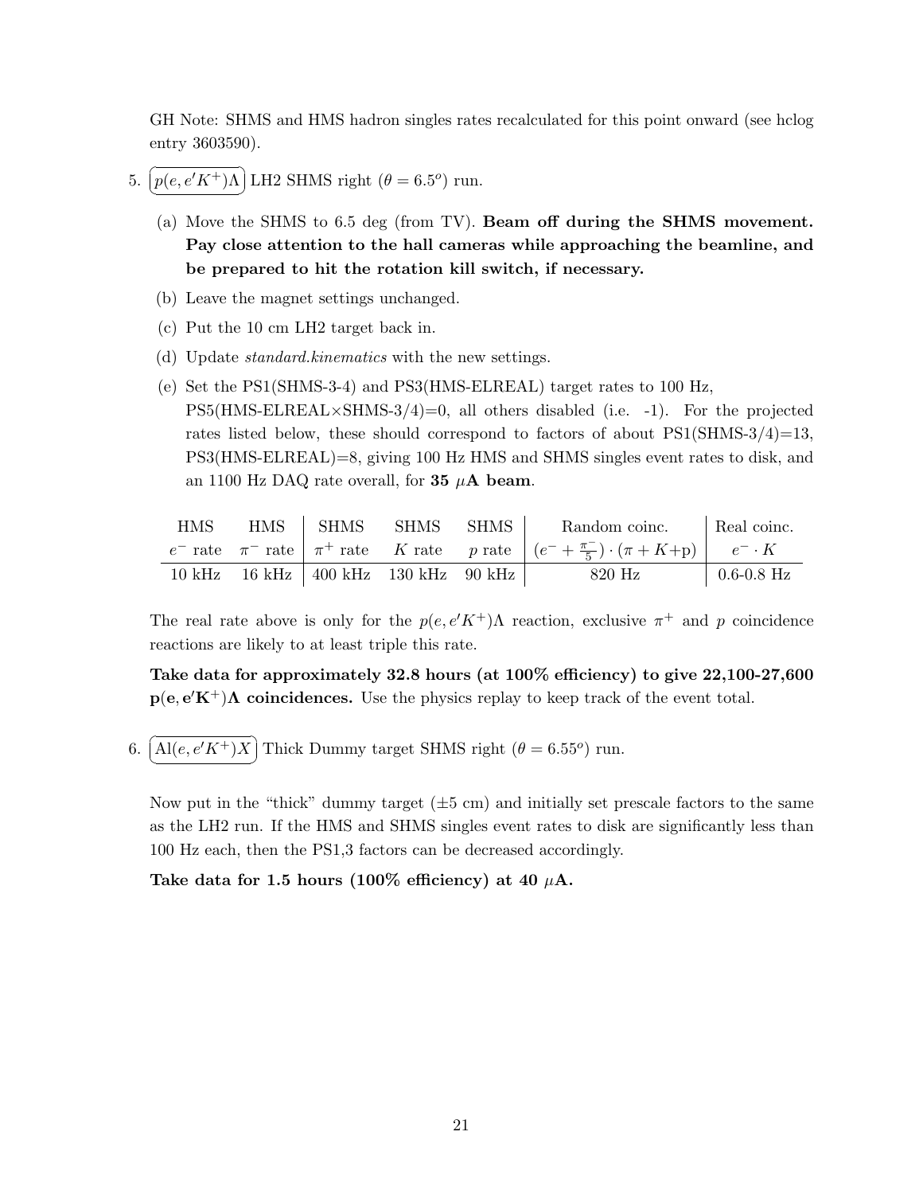GH Note: SHMS and HMS hadron singles rates recalculated for this point onward (see hclog entry 3603590).

5. $p(e,e'K^+)\Lambda$ LH2 SHMS right ($\theta = 6.5^o$) run.

   (a) Move the SHMS to 6.5 deg (from TV). **Beam off during the SHMS movement. Pay close attention to the hall cameras while approaching the beamline, and be prepared to hit the rotation kill switch, if necessary.**

   (b) Leave the magnet settings unchanged.

   (c) Put the 10 cm LH2 target back in.

   (d) Update *standard.kinematics* with the new settings.

   (e) Set the PS1(SHMS-3-4) and PS3(HMS-ELREAL) target rates to 100 Hz, PS5(HMS-ELREAL×SHMS-3/4)=0, all others disabled (i.e. -1). For the projected rates listed below, these should correspond to factors of about PS1(SHMS-3/4)=13, PS3(HMS-ELREAL)=8, giving 100 Hz HMS and SHMS singles event rates to disk, and an 1100 Hz DAQ rate overall, for **35 $\mu$A beam**.

| HMS $e^-$ rate | HMS $\pi^-$ rate | SHMS $\pi^+$ rate | SHMS $K$ rate | SHMS $p$ rate | Random coinc. $(e^- + \frac{\pi^-}{5}) \cdot (\pi + K{+}\text{p})$ | Real coinc. $e^- \cdot K$ |
|---|---|---|---|---|---|---|
| 10 kHz | 16 kHz | 400 kHz | 130 kHz | 90 kHz | 820 Hz | 0.6-0.8 Hz |

The real rate above is only for the $p(e,e'K^+)\Lambda$ reaction, exclusive $\pi^+$ and $p$ coincidence reactions are likely to at least triple this rate.

**Take data for approximately 32.8 hours (at 100% efficiency) to give 22,100-27,600 $\mathbf{p(e,e'K^+)\Lambda}$ coincidences.** Use the physics replay to keep track of the event total.

6. $\text{Al}(e,e'K^+)X$ Thick Dummy target SHMS right ($\theta = 6.55^o$) run.

Now put in the "thick" dummy target ($\pm 5$ cm) and initially set prescale factors to the same as the LH2 run. If the HMS and SHMS singles event rates to disk are significantly less than 100 Hz each, then the PS1,3 factors can be decreased accordingly.

**Take data for 1.5 hours (100% efficiency) at 40 $\mu$A.**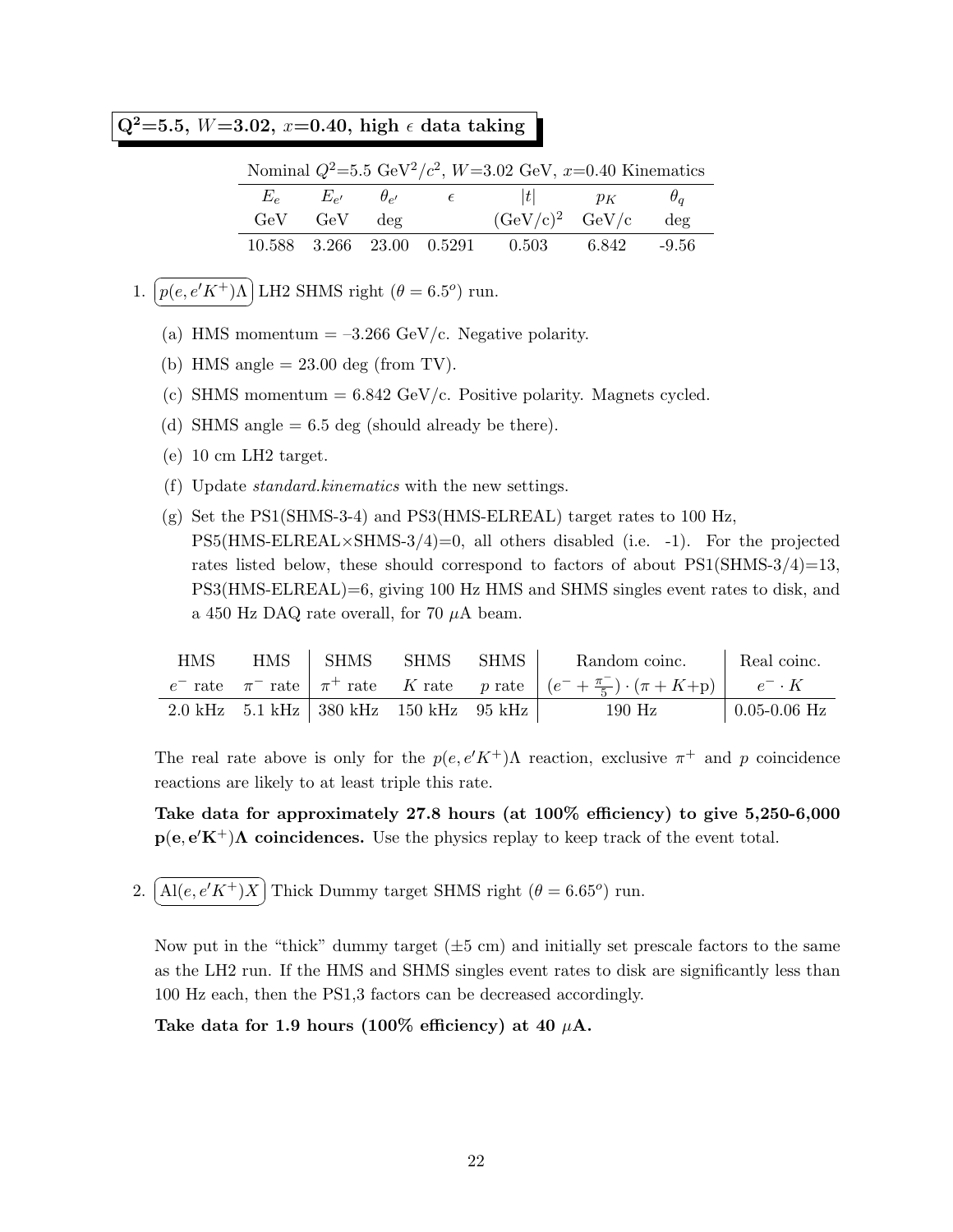## $\mathbf{Q^2=5.5}$, $W$=3.02, $x$=0.40, high $\epsilon$ data taking

Nominal $Q^2$=5.5 GeV$^2$/$c^2$, $W$=3.02 GeV, $x$=0.40 Kinematics

| $E_e$ | $E_{e'}$ | $\theta_{e'}$ | $\epsilon$ | $\|t\|$ | $p_K$ | $\theta_q$ |
|---|---|---|---|---|---|---|
| GeV | GeV | deg | | (GeV/c)$^2$ | GeV/c | deg |
| 10.588 | 3.266 | 23.00 | 0.5291 | 0.503 | 6.842 | -9.56 |

1. $p(e, e'K^+)\Lambda$ LH2 SHMS right ($\theta = 6.5^o$) run.

   (a) HMS momentum = –3.266 GeV/c. Negative polarity.

   (b) HMS angle = 23.00 deg (from TV).

   (c) SHMS momentum = 6.842 GeV/c. Positive polarity. Magnets cycled.

   (d) SHMS angle = 6.5 deg (should already be there).

   (e) 10 cm LH2 target.

   (f) Update *standard.kinematics* with the new settings.

   (g) Set the PS1(SHMS-3-4) and PS3(HMS-ELREAL) target rates to 100 Hz, PS5(HMS-ELREAL×SHMS-3/4)=0, all others disabled (i.e. -1). For the projected rates listed below, these should correspond to factors of about PS1(SHMS-3/4)=13, PS3(HMS-ELREAL)=6, giving 100 Hz HMS and SHMS singles event rates to disk, and a 450 Hz DAQ rate overall, for 70 $\mu$A beam.

| HMS | HMS | SHMS | SHMS | SHMS | Random coinc. | Real coinc. |
|---|---|---|---|---|---|---|
| $e^-$ rate | $\pi^-$ rate | $\pi^+$ rate | $K$ rate | $p$ rate | $(e^- + \frac{\pi^-}{5}) \cdot (\pi + K + \text{p})$ | $e^- \cdot K$ |
| 2.0 kHz | 5.1 kHz | 380 kHz | 150 kHz | 95 kHz | 190 Hz | 0.05-0.06 Hz |

The real rate above is only for the $p(e, e'K^+)\Lambda$ reaction, exclusive $\pi^+$ and $p$ coincidence reactions are likely to at least triple this rate.

**Take data for approximately 27.8 hours (at 100% efficiency) to give 5,250-6,000 $\mathbf{p(e, e'K^+)\Lambda}$ coincidences.** Use the physics replay to keep track of the event total.

2. $\text{Al}(e, e'K^+)X$ Thick Dummy target SHMS right ($\theta = 6.65^o$) run.

   Now put in the "thick" dummy target (±5 cm) and initially set prescale factors to the same as the LH2 run. If the HMS and SHMS singles event rates to disk are significantly less than 100 Hz each, then the PS1,3 factors can be decreased accordingly.

   **Take data for 1.9 hours (100% efficiency) at 40 $\mu$A.**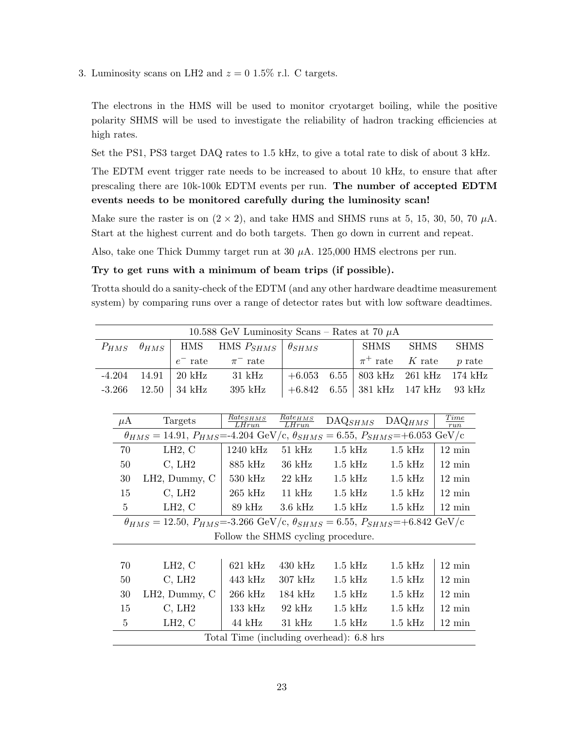3. Luminosity scans on LH2 and $z = 0$ 1.5% r.l. C targets.

The electrons in the HMS will be used to monitor cryotarget boiling, while the positive polarity SHMS will be used to investigate the reliability of hadron tracking efficiencies at high rates.

Set the PS1, PS3 target DAQ rates to 1.5 kHz, to give a total rate to disk of about 3 kHz.

The EDTM event trigger rate needs to be increased to about 10 kHz, to ensure that after prescaling there are 10k-100k EDTM events per run. **The number of accepted EDTM events needs to be monitored carefully during the luminosity scan!**

Make sure the raster is on $(2 \times 2)$, and take HMS and SHMS runs at 5, 15, 30, 50, 70 $\mu$A. Start at the highest current and do both targets. Then go down in current and repeat.

Also, take one Thick Dummy target run at 30 $\mu$A. 125,000 HMS electrons per run.

**Try to get runs with a minimum of beam trips (if possible).**

Trotta should do a sanity-check of the EDTM (and any other hardware deadtime measurement system) by comparing runs over a range of detector rates but with low software deadtimes.

| 10.588 GeV Luminosity Scans – Rates at 70 $\mu$A | | | | | | | | |
|---|---|---|---|---|---|---|---|---|
| $P_{HMS}$ | $\theta_{HMS}$ | HMS $e^-$ rate | HMS $\pi^-$ rate | $P_{SHMS}$ | $\theta_{SHMS}$ | SHMS $\pi^+$ rate | SHMS $K$ rate | SHMS $p$ rate |
| -4.204 | 14.91 | 20 kHz | 31 kHz | +6.053 | 6.55 | 803 kHz | 261 kHz | 174 kHz |
| -3.266 | 12.50 | 34 kHz | 395 kHz | +6.842 | 6.55 | 381 kHz | 147 kHz | 93 kHz |

| $\mu$A | Targets | $\frac{Rate_{SHMS}}{LHrun}$ | $\frac{Rate_{HMS}}{LHrun}$ | $\text{DAQ}_{SHMS}$ | $\text{DAQ}_{HMS}$ | $\frac{Time}{run}$ |
|---|---|---|---|---|---|---|
| $\theta_{HMS} = 14.91$, $P_{HMS}$=-4.204 GeV/c, $\theta_{SHMS} = 6.55$, $P_{SHMS}$=+6.053 GeV/c | | | | | | |
| 70 | LH2, C | 1240 kHz | 51 kHz | 1.5 kHz | 1.5 kHz | 12 min |
| 50 | C, LH2 | 885 kHz | 36 kHz | 1.5 kHz | 1.5 kHz | 12 min |
| 30 | LH2, Dummy, C | 530 kHz | 22 kHz | 1.5 kHz | 1.5 kHz | 12 min |
| 15 | C, LH2 | 265 kHz | 11 kHz | 1.5 kHz | 1.5 kHz | 12 min |
| 5 | LH2, C | 89 kHz | 3.6 kHz | 1.5 kHz | 1.5 kHz | 12 min |
| $\theta_{HMS} = 12.50$, $P_{HMS}$=-3.266 GeV/c, $\theta_{SHMS} = 6.55$, $P_{SHMS}$=+6.842 GeV/c | | | | | | |
| Follow the SHMS cycling procedure. | | | | | | |
| 70 | LH2, C | 621 kHz | 430 kHz | 1.5 kHz | 1.5 kHz | 12 min |
| 50 | C, LH2 | 443 kHz | 307 kHz | 1.5 kHz | 1.5 kHz | 12 min |
| 30 | LH2, Dummy, C | 266 kHz | 184 kHz | 1.5 kHz | 1.5 kHz | 12 min |
| 15 | C, LH2 | 133 kHz | 92 kHz | 1.5 kHz | 1.5 kHz | 12 min |
| 5 | LH2, C | 44 kHz | 31 kHz | 1.5 kHz | 1.5 kHz | 12 min |
| Total Time (including overhead): 6.8 hrs | | | | | | |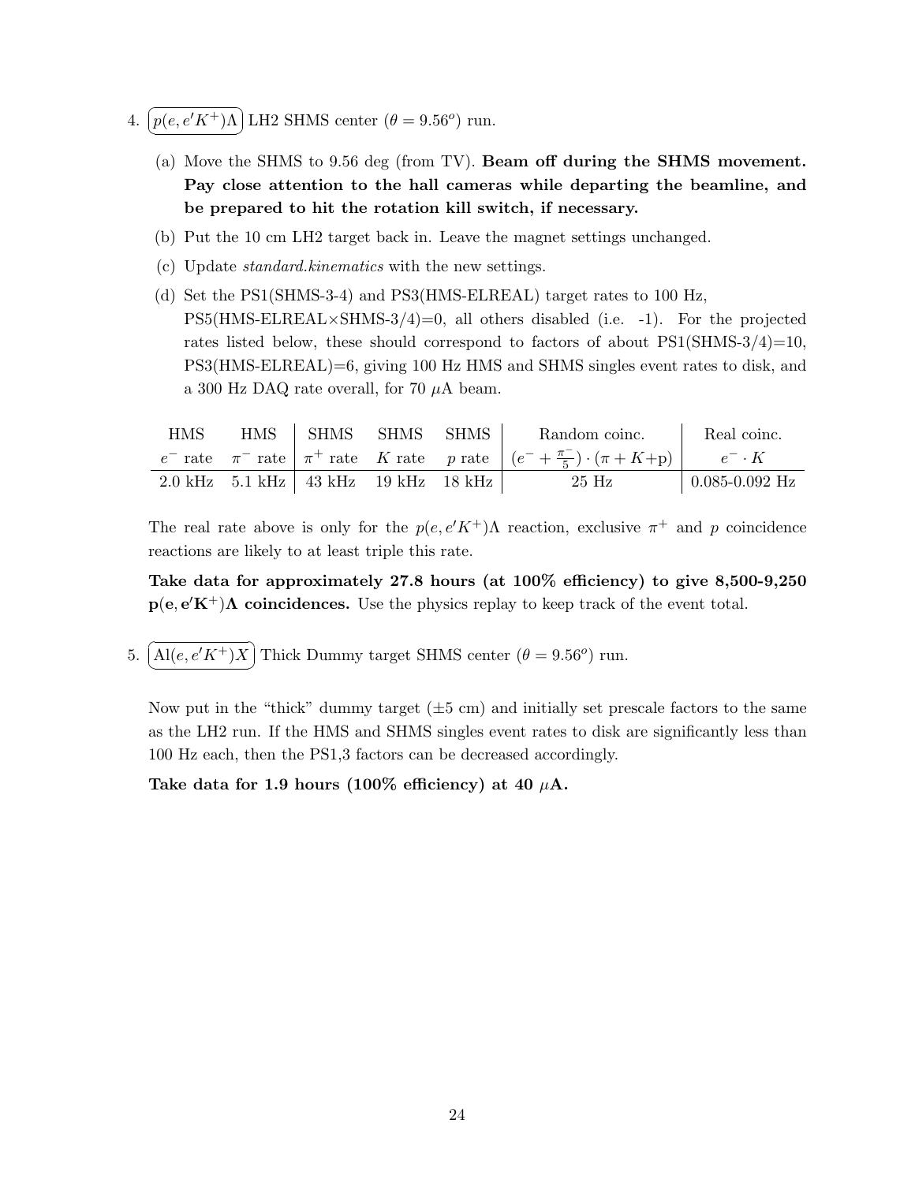4. $p(e, e'K^+)\Lambda$ LH2 SHMS center ($\theta = 9.56^o$) run.

   (a) Move the SHMS to 9.56 deg (from TV). **Beam off during the SHMS movement. Pay close attention to the hall cameras while departing the beamline, and be prepared to hit the rotation kill switch, if necessary.**

   (b) Put the 10 cm LH2 target back in. Leave the magnet settings unchanged.

   (c) Update *standard.kinematics* with the new settings.

   (d) Set the PS1(SHMS-3-4) and PS3(HMS-ELREAL) target rates to 100 Hz, PS5(HMS-ELREAL×SHMS-3/4)=0, all others disabled (i.e. -1). For the projected rates listed below, these should correspond to factors of about PS1(SHMS-3/4)=10, PS3(HMS-ELREAL)=6, giving 100 Hz HMS and SHMS singles event rates to disk, and a 300 Hz DAQ rate overall, for 70 $\mu$A beam.

| HMS | HMS | SHMS | SHMS | SHMS | Random coinc. | Real coinc. |
|---|---|---|---|---|---|---|
| $e^-$ rate | $\pi^-$ rate | $\pi^+$ rate | $K$ rate | $p$ rate | $(e^- + \frac{\pi^-}{5}) \cdot (\pi + K\text{+p})$ | $e^- \cdot K$ |
| 2.0 kHz | 5.1 kHz | 43 kHz | 19 kHz | 18 kHz | 25 Hz | 0.085-0.092 Hz |

   The real rate above is only for the $p(e, e'K^+)\Lambda$ reaction, exclusive $\pi^+$ and $p$ coincidence reactions are likely to at least triple this rate.

   **Take data for approximately 27.8 hours (at 100% efficiency) to give 8,500-9,250 $\mathbf{p(e, e'K^+)\Lambda}$ coincidences.** Use the physics replay to keep track of the event total.

5. $\text{Al}(e, e'K^+)X$ Thick Dummy target SHMS center ($\theta = 9.56^o$) run.

   Now put in the "thick" dummy target ($\pm5$ cm) and initially set prescale factors to the same as the LH2 run. If the HMS and SHMS singles event rates to disk are significantly less than 100 Hz each, then the PS1,3 factors can be decreased accordingly.

   **Take data for 1.9 hours (100% efficiency) at 40 $\mu$A.**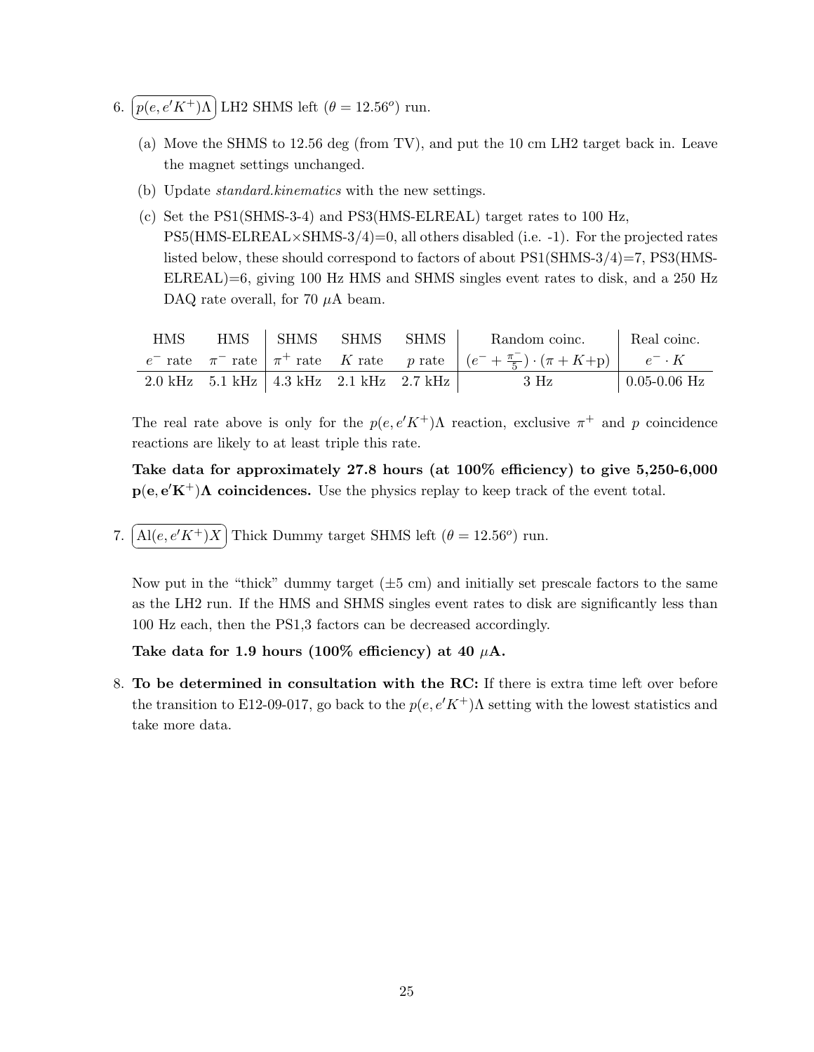6. $\boxed{p(e, e'K^+)\Lambda}$ LH2 SHMS left ($\theta = 12.56^o$) run.

   (a) Move the SHMS to 12.56 deg (from TV), and put the 10 cm LH2 target back in. Leave the magnet settings unchanged.

   (b) Update *standard.kinematics* with the new settings.

   (c) Set the PS1(SHMS-3-4) and PS3(HMS-ELREAL) target rates to 100 Hz, PS5(HMS-ELREAL×SHMS-3/4)=0, all others disabled (i.e. -1). For the projected rates listed below, these should correspond to factors of about PS1(SHMS-3/4)=7, PS3(HMS-ELREAL)=6, giving 100 Hz HMS and SHMS singles event rates to disk, and a 250 Hz DAQ rate overall, for 70 $\mu$A beam.

   | HMS | HMS | SHMS | SHMS | SHMS | Random coinc. | Real coinc. |
   |---|---|---|---|---|---|---|
   | $e^-$ rate | $\pi^-$ rate | $\pi^+$ rate | $K$ rate | $p$ rate | $(e^- + \frac{\pi^-}{5}) \cdot (\pi + K + \mathrm{p})$ | $e^- \cdot K$ |
   | 2.0 kHz | 5.1 kHz | 4.3 kHz | 2.1 kHz | 2.7 kHz | 3 Hz | 0.05-0.06 Hz |

   The real rate above is only for the $p(e, e'K^+)\Lambda$ reaction, exclusive $\pi^+$ and $p$ coincidence reactions are likely to at least triple this rate.

   **Take data for approximately 27.8 hours (at 100% efficiency) to give 5,250-6,000 $\mathbf{p(e, e'K^+)\Lambda}$ coincidences.** Use the physics replay to keep track of the event total.

7. $\boxed{\mathrm{Al}(e, e'K^+)X}$ Thick Dummy target SHMS left ($\theta = 12.56^o$) run.

   Now put in the "thick" dummy target ($\pm$5 cm) and initially set prescale factors to the same as the LH2 run. If the HMS and SHMS singles event rates to disk are significantly less than 100 Hz each, then the PS1,3 factors can be decreased accordingly.

   **Take data for 1.9 hours (100% efficiency) at 40 $\mu$A.**

8. **To be determined in consultation with the RC:** If there is extra time left over before the transition to E12-09-017, go back to the $p(e, e'K^+)\Lambda$ setting with the lowest statistics and take more data.